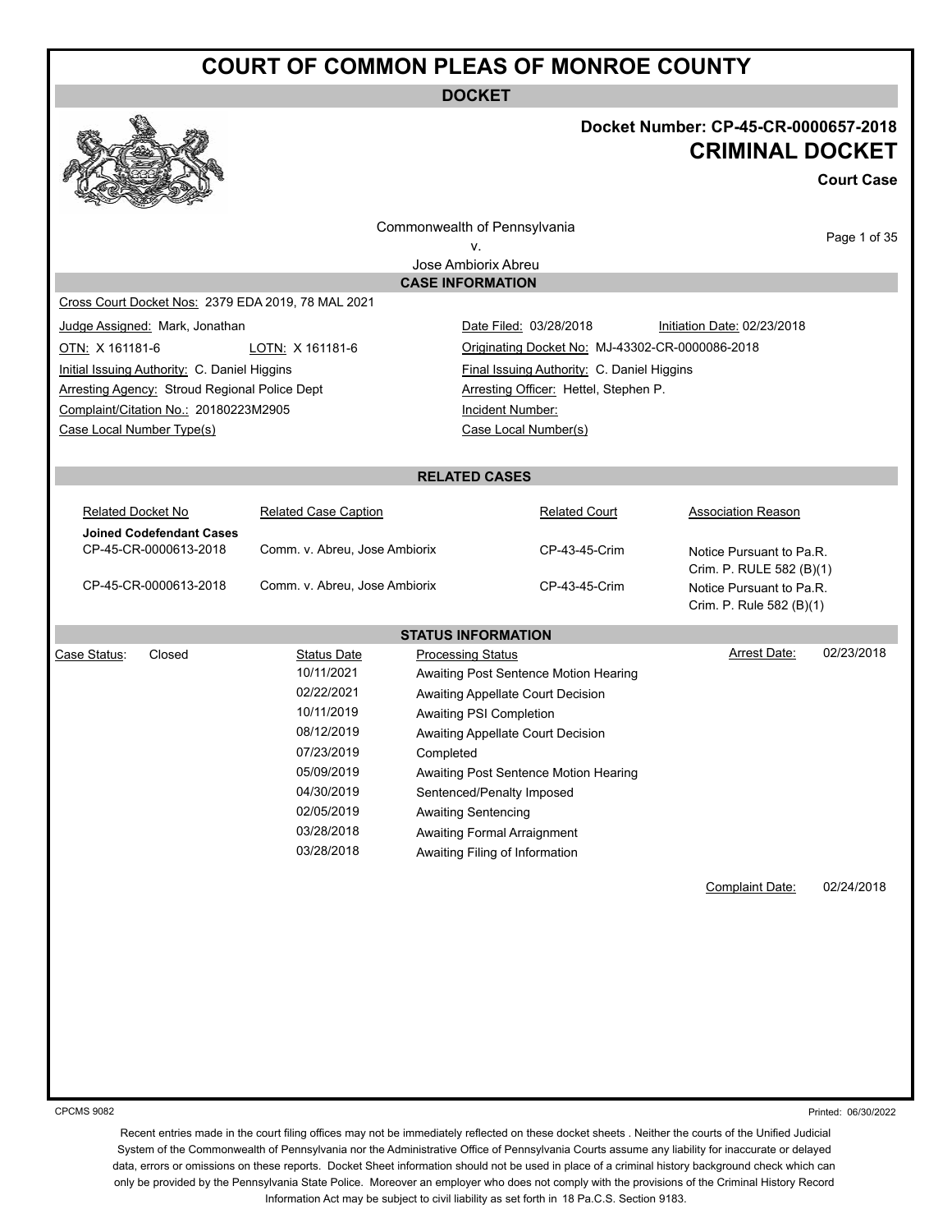# COURT OF COMMON PLEAS OF MONROE COUNTY

**DOCKET**

**Docket Number: CP-45-CR-0000657-2018**

## CRIMINAL DOCKET

**Court Case**

Commonwealth of Pennsylvania
v.
Jose Ambiorix Abreu

### CASE INFORMATION

Cross Court Docket Nos: 2379 EDA 2019, 78 MAL 2021

| | | | |
|---|---|---|---|
| Judge Assigned: Mark, Jonathan | | Date Filed: 03/28/2018 | Initiation Date: 02/23/2018 |
| OTN: X 161181-6 | LOTN: X 161181-6 | Originating Docket No: MJ-43302-CR-0000086-2018 | |
| Initial Issuing Authority: C. Daniel Higgins | | Final Issuing Authority: C. Daniel Higgins | |
| Arresting Agency: Stroud Regional Police Dept | | Arresting Officer: Hettel, Stephen P. | |
| Complaint/Citation No.: 20180223M2905 | | Incident Number: | |
| Case Local Number Type(s) | | Case Local Number(s) | |

### RELATED CASES

| Related Docket No | Related Case Caption | Related Court | Association Reason |
|---|---|---|---|
| **Joined Codefendant Cases** | | | |
| CP-45-CR-0000613-2018 | Comm. v. Abreu, Jose Ambiorix | CP-43-45-Crim | Notice Pursuant to Pa.R. Crim. P. RULE 582 (B)(1) |
| CP-45-CR-0000613-2018 | Comm. v. Abreu, Jose Ambiorix | CP-43-45-Crim | Notice Pursuant to Pa.R. Crim. P. Rule 582 (B)(1) |

### STATUS INFORMATION

Case Status: Closed

Arrest Date: 02/23/2018

| Status Date | Processing Status |
|---|---|
| 10/11/2021 | Awaiting Post Sentence Motion Hearing |
| 02/22/2021 | Awaiting Appellate Court Decision |
| 10/11/2019 | Awaiting PSI Completion |
| 08/12/2019 | Awaiting Appellate Court Decision |
| 07/23/2019 | Completed |
| 05/09/2019 | Awaiting Post Sentence Motion Hearing |
| 04/30/2019 | Sentenced/Penalty Imposed |
| 02/05/2019 | Awaiting Sentencing |
| 03/28/2018 | Awaiting Formal Arraignment |
| 03/28/2018 | Awaiting Filing of Information |

Complaint Date: 02/24/2018

CPCMS 9082

Printed: 06/30/2022

Recent entries made in the court filing offices may not be immediately reflected on these docket sheets . Neither the courts of the Unified Judicial System of the Commonwealth of Pennsylvania nor the Administrative Office of Pennsylvania Courts assume any liability for inaccurate or delayed data, errors or omissions on these reports. Docket Sheet information should not be used in place of a criminal history background check which can only be provided by the Pennsylvania State Police. Moreover an employer who does not comply with the provisions of the Criminal History Record Information Act may be subject to civil liability as set forth in 18 Pa.C.S. Section 9183.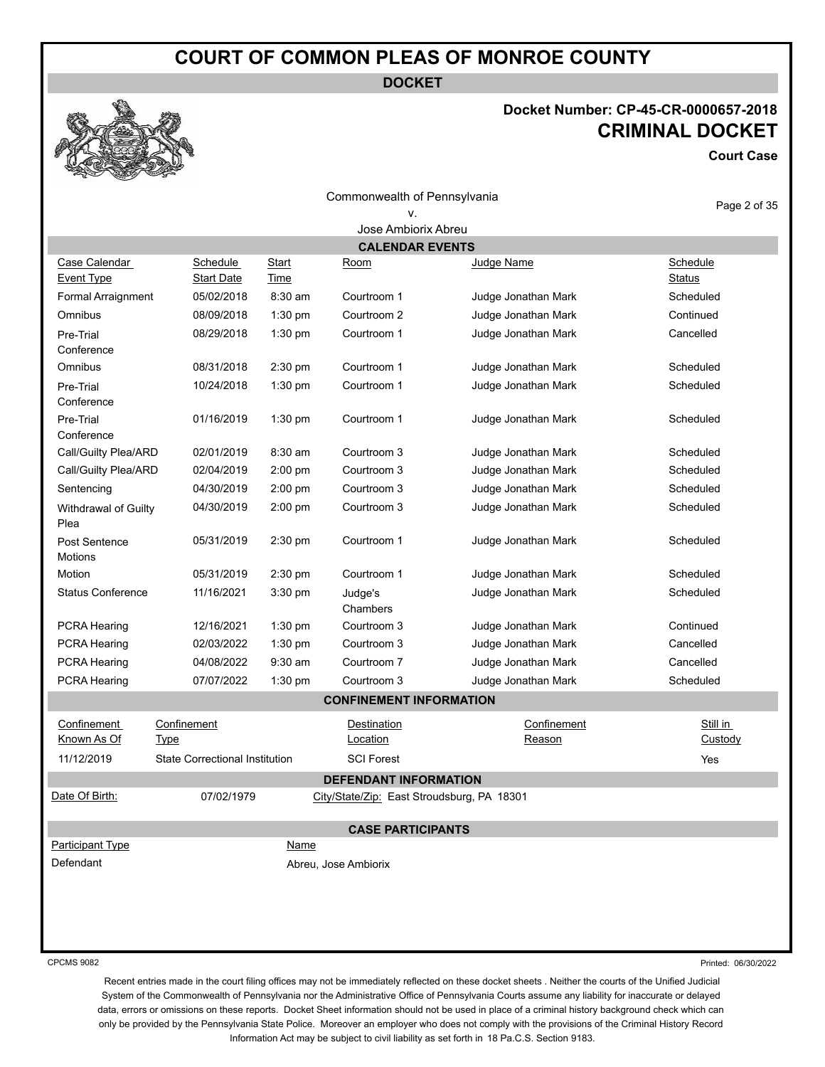# COURT OF COMMON PLEAS OF MONROE COUNTY

**DOCKET**

**Docket Number: CP-45-CR-0000657-2018**

**CRIMINAL DOCKET**

**Court Case**

Commonwealth of Pennsylvania
v.
Jose Ambiorix Abreu

## CALENDAR EVENTS

| Case Calendar Event Type | Schedule Start Date | Start Time | Room | Judge Name | Schedule Status |
|---|---|---|---|---|---|
| Formal Arraignment | 05/02/2018 | 8:30 am | Courtroom 1 | Judge Jonathan Mark | Scheduled |
| Omnibus | 08/09/2018 | 1:30 pm | Courtroom 2 | Judge Jonathan Mark | Continued |
| Pre-Trial Conference | 08/29/2018 | 1:30 pm | Courtroom 1 | Judge Jonathan Mark | Cancelled |
| Omnibus | 08/31/2018 | 2:30 pm | Courtroom 1 | Judge Jonathan Mark | Scheduled |
| Pre-Trial Conference | 10/24/2018 | 1:30 pm | Courtroom 1 | Judge Jonathan Mark | Scheduled |
| Pre-Trial Conference | 01/16/2019 | 1:30 pm | Courtroom 1 | Judge Jonathan Mark | Scheduled |
| Call/Guilty Plea/ARD | 02/01/2019 | 8:30 am | Courtroom 3 | Judge Jonathan Mark | Scheduled |
| Call/Guilty Plea/ARD | 02/04/2019 | 2:00 pm | Courtroom 3 | Judge Jonathan Mark | Scheduled |
| Sentencing | 04/30/2019 | 2:00 pm | Courtroom 3 | Judge Jonathan Mark | Scheduled |
| Withdrawal of Guilty Plea | 04/30/2019 | 2:00 pm | Courtroom 3 | Judge Jonathan Mark | Scheduled |
| Post Sentence Motions | 05/31/2019 | 2:30 pm | Courtroom 1 | Judge Jonathan Mark | Scheduled |
| Motion | 05/31/2019 | 2:30 pm | Courtroom 1 | Judge Jonathan Mark | Scheduled |
| Status Conference | 11/16/2021 | 3:30 pm | Judge's Chambers | Judge Jonathan Mark | Scheduled |
| PCRA Hearing | 12/16/2021 | 1:30 pm | Courtroom 3 | Judge Jonathan Mark | Continued |
| PCRA Hearing | 02/03/2022 | 1:30 pm | Courtroom 3 | Judge Jonathan Mark | Cancelled |
| PCRA Hearing | 04/08/2022 | 9:30 am | Courtroom 7 | Judge Jonathan Mark | Cancelled |
| PCRA Hearing | 07/07/2022 | 1:30 pm | Courtroom 3 | Judge Jonathan Mark | Scheduled |

## CONFINEMENT INFORMATION

| Confinement Known As Of | Confinement Type | Destination Location | Confinement Reason | Still in Custody |
|---|---|---|---|---|
| 11/12/2019 | State Correctional Institution | SCI Forest | | Yes |

## DEFENDANT INFORMATION

Date Of Birth: 07/02/1979 City/State/Zip: East Stroudsburg, PA 18301

## CASE PARTICIPANTS

| Participant Type | Name |
|---|---|
| Defendant | Abreu, Jose Ambiorix |

CPCMS 9082 Printed: 06/30/2022

Recent entries made in the court filing offices may not be immediately reflected on these docket sheets . Neither the courts of the Unified Judicial System of the Commonwealth of Pennsylvania nor the Administrative Office of Pennsylvania Courts assume any liability for inaccurate or delayed data, errors or omissions on these reports. Docket Sheet information should not be used in place of a criminal history background check which can only be provided by the Pennsylvania State Police. Moreover an employer who does not comply with the provisions of the Criminal History Record Information Act may be subject to civil liability as set forth in 18 Pa.C.S. Section 9183.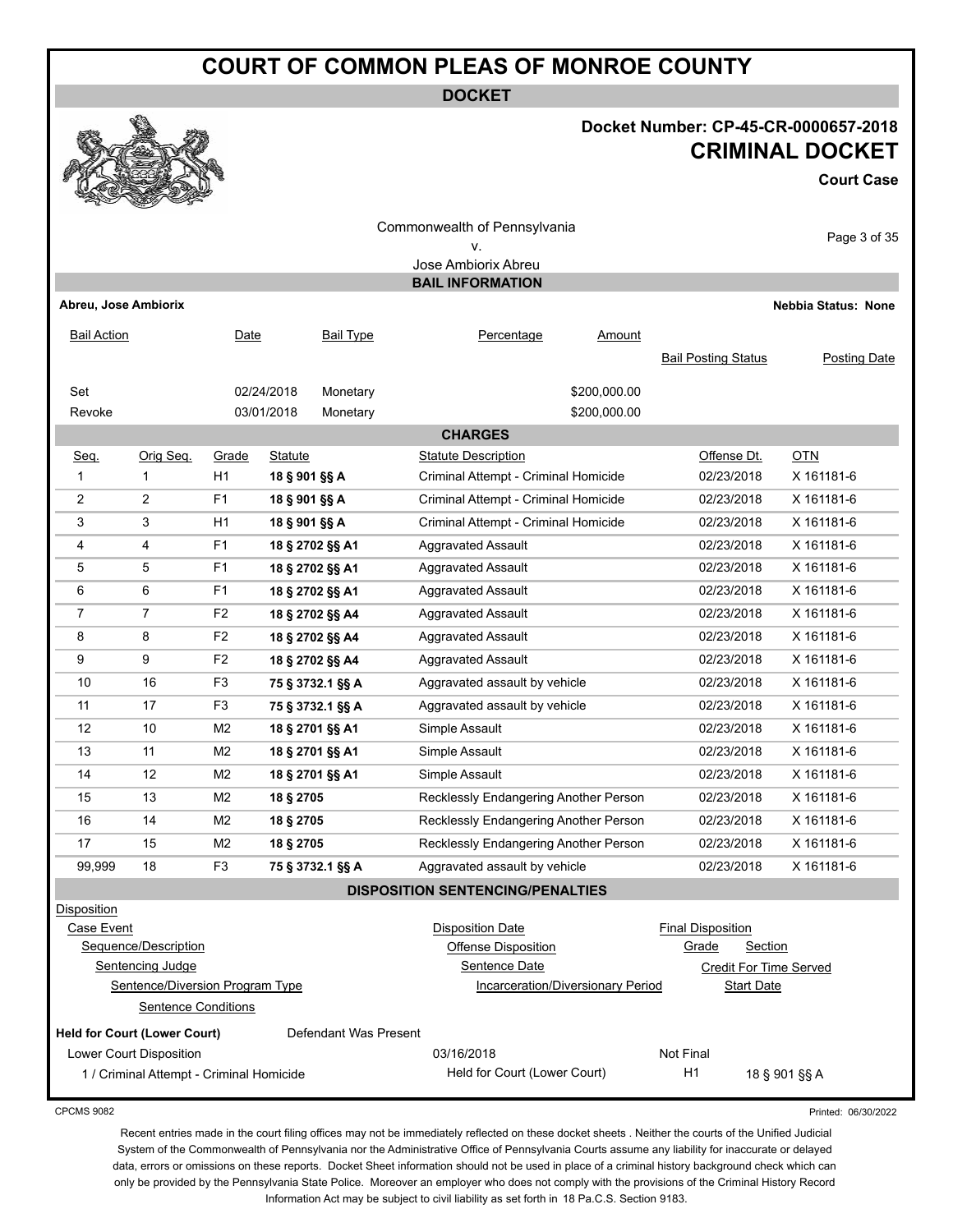# COURT OF COMMON PLEAS OF MONROE COUNTY

## DOCKET

**Docket Number: CP-45-CR-0000657-2018**

## CRIMINAL DOCKET

**Court Case**

Commonwealth of Pennsylvania
v.
Jose Ambiorix Abreu

### BAIL INFORMATION

**Abreu, Jose Ambiorix** **Nebbia Status: None**

| Bail Action | Date | Bail Type | Percentage | Amount | Bail Posting Status | Posting Date |
|---|---|---|---|---|---|---|
| Set | 02/24/2018 | Monetary | | $200,000.00 | | |
| Revoke | 03/01/2018 | Monetary | | $200,000.00 | | |

### CHARGES

| Seq. | Orig Seq. | Grade | Statute | Statute Description | Offense Dt. | OTN |
|---|---|---|---|---|---|---|
| 1 | 1 | H1 | **18 § 901 §§ A** | Criminal Attempt - Criminal Homicide | 02/23/2018 | X 161181-6 |
| 2 | 2 | F1 | **18 § 901 §§ A** | Criminal Attempt - Criminal Homicide | 02/23/2018 | X 161181-6 |
| 3 | 3 | H1 | **18 § 901 §§ A** | Criminal Attempt - Criminal Homicide | 02/23/2018 | X 161181-6 |
| 4 | 4 | F1 | **18 § 2702 §§ A1** | Aggravated Assault | 02/23/2018 | X 161181-6 |
| 5 | 5 | F1 | **18 § 2702 §§ A1** | Aggravated Assault | 02/23/2018 | X 161181-6 |
| 6 | 6 | F1 | **18 § 2702 §§ A1** | Aggravated Assault | 02/23/2018 | X 161181-6 |
| 7 | 7 | F2 | **18 § 2702 §§ A4** | Aggravated Assault | 02/23/2018 | X 161181-6 |
| 8 | 8 | F2 | **18 § 2702 §§ A4** | Aggravated Assault | 02/23/2018 | X 161181-6 |
| 9 | 9 | F2 | **18 § 2702 §§ A4** | Aggravated Assault | 02/23/2018 | X 161181-6 |
| 10 | 16 | F3 | **75 § 3732.1 §§ A** | Aggravated assault by vehicle | 02/23/2018 | X 161181-6 |
| 11 | 17 | F3 | **75 § 3732.1 §§ A** | Aggravated assault by vehicle | 02/23/2018 | X 161181-6 |
| 12 | 10 | M2 | **18 § 2701 §§ A1** | Simple Assault | 02/23/2018 | X 161181-6 |
| 13 | 11 | M2 | **18 § 2701 §§ A1** | Simple Assault | 02/23/2018 | X 161181-6 |
| 14 | 12 | M2 | **18 § 2701 §§ A1** | Simple Assault | 02/23/2018 | X 161181-6 |
| 15 | 13 | M2 | **18 § 2705** | Recklessly Endangering Another Person | 02/23/2018 | X 161181-6 |
| 16 | 14 | M2 | **18 § 2705** | Recklessly Endangering Another Person | 02/23/2018 | X 161181-6 |
| 17 | 15 | M2 | **18 § 2705** | Recklessly Endangering Another Person | 02/23/2018 | X 161181-6 |
| 99,999 | 18 | F3 | **75 § 3732.1 §§ A** | Aggravated assault by vehicle | 02/23/2018 | X 161181-6 |

### DISPOSITION SENTENCING/PENALTIES

Disposition
- Case Event — Disposition Date — Final Disposition
  - Sequence/Description — Offense Disposition — Grade — Section
    - Sentencing Judge — Sentence Date — Credit For Time Served
      - Sentence/Diversion Program Type — Incarceration/Diversionary Period — Start Date
        - Sentence Conditions

**Held for Court (Lower Court)** Defendant Was Present

| Lower Court Disposition | 03/16/2018 | Not Final | |
|---|---|---|---|
| 1 / Criminal Attempt - Criminal Homicide | Held for Court (Lower Court) | H1 | 18 § 901 §§ A |

CPCMS 9082 Printed: 06/30/2022

Recent entries made in the court filing offices may not be immediately reflected on these docket sheets . Neither the courts of the Unified Judicial System of the Commonwealth of Pennsylvania nor the Administrative Office of Pennsylvania Courts assume any liability for inaccurate or delayed data, errors or omissions on these reports. Docket Sheet information should not be used in place of a criminal history background check which can only be provided by the Pennsylvania State Police. Moreover an employer who does not comply with the provisions of the Criminal History Record Information Act may be subject to civil liability as set forth in 18 Pa.C.S. Section 9183.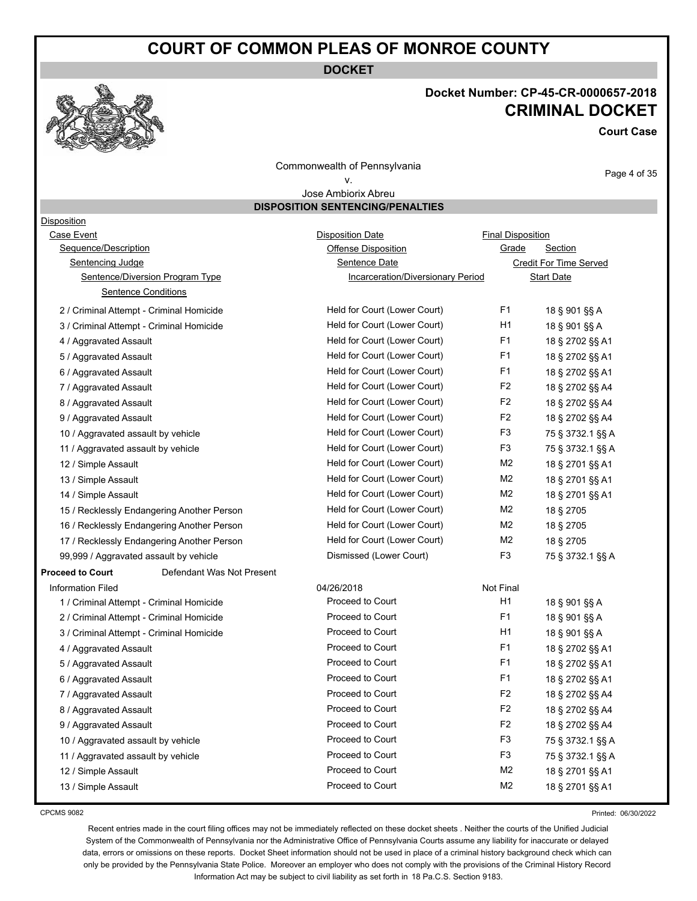# COURT OF COMMON PLEAS OF MONROE COUNTY

**DOCKET**

**Docket Number: CP-45-CR-0000657-2018**
**CRIMINAL DOCKET**
**Court Case**

Commonwealth of Pennsylvania
v.
Jose Ambiorix Abreu

**DISPOSITION SENTENCING/PENALTIES**

Disposition
Case Event | Disposition Date | Final Disposition
Sequence/Description | Offense Disposition | Grade | Section
Sentencing Judge | Sentence Date | Credit For Time Served
Sentence/Diversion Program Type | Incarceration/Diversionary Period | Start Date
Sentence Conditions

| Sequence/Description | Offense Disposition | Grade | Section |
|---|---|---|---|
| 2 / Criminal Attempt - Criminal Homicide | Held for Court (Lower Court) | F1 | 18 § 901 §§ A |
| 3 / Criminal Attempt - Criminal Homicide | Held for Court (Lower Court) | H1 | 18 § 901 §§ A |
| 4 / Aggravated Assault | Held for Court (Lower Court) | F1 | 18 § 2702 §§ A1 |
| 5 / Aggravated Assault | Held for Court (Lower Court) | F1 | 18 § 2702 §§ A1 |
| 6 / Aggravated Assault | Held for Court (Lower Court) | F1 | 18 § 2702 §§ A1 |
| 7 / Aggravated Assault | Held for Court (Lower Court) | F2 | 18 § 2702 §§ A4 |
| 8 / Aggravated Assault | Held for Court (Lower Court) | F2 | 18 § 2702 §§ A4 |
| 9 / Aggravated Assault | Held for Court (Lower Court) | F2 | 18 § 2702 §§ A4 |
| 10 / Aggravated assault by vehicle | Held for Court (Lower Court) | F3 | 75 § 3732.1 §§ A |
| 11 / Aggravated assault by vehicle | Held for Court (Lower Court) | F3 | 75 § 3732.1 §§ A |
| 12 / Simple Assault | Held for Court (Lower Court) | M2 | 18 § 2701 §§ A1 |
| 13 / Simple Assault | Held for Court (Lower Court) | M2 | 18 § 2701 §§ A1 |
| 14 / Simple Assault | Held for Court (Lower Court) | M2 | 18 § 2701 §§ A1 |
| 15 / Recklessly Endangering Another Person | Held for Court (Lower Court) | M2 | 18 § 2705 |
| 16 / Recklessly Endangering Another Person | Held for Court (Lower Court) | M2 | 18 § 2705 |
| 17 / Recklessly Endangering Another Person | Held for Court (Lower Court) | M2 | 18 § 2705 |
| 99,999 / Aggravated assault by vehicle | Dismissed (Lower Court) | F3 | 75 § 3732.1 §§ A |

**Proceed to Court** Defendant Was Not Present

| Case Event | Disposition Date | Final Disposition | |
|---|---|---|---|
| Information Filed | 04/26/2018 | Not Final | |
| 1 / Criminal Attempt - Criminal Homicide | Proceed to Court | H1 | 18 § 901 §§ A |
| 2 / Criminal Attempt - Criminal Homicide | Proceed to Court | F1 | 18 § 901 §§ A |
| 3 / Criminal Attempt - Criminal Homicide | Proceed to Court | H1 | 18 § 901 §§ A |
| 4 / Aggravated Assault | Proceed to Court | F1 | 18 § 2702 §§ A1 |
| 5 / Aggravated Assault | Proceed to Court | F1 | 18 § 2702 §§ A1 |
| 6 / Aggravated Assault | Proceed to Court | F1 | 18 § 2702 §§ A1 |
| 7 / Aggravated Assault | Proceed to Court | F2 | 18 § 2702 §§ A4 |
| 8 / Aggravated Assault | Proceed to Court | F2 | 18 § 2702 §§ A4 |
| 9 / Aggravated Assault | Proceed to Court | F2 | 18 § 2702 §§ A4 |
| 10 / Aggravated assault by vehicle | Proceed to Court | F3 | 75 § 3732.1 §§ A |
| 11 / Aggravated assault by vehicle | Proceed to Court | F3 | 75 § 3732.1 §§ A |
| 12 / Simple Assault | Proceed to Court | M2 | 18 § 2701 §§ A1 |
| 13 / Simple Assault | Proceed to Court | M2 | 18 § 2701 §§ A1 |

CPCMS 9082

Printed: 06/30/2022

Recent entries made in the court filing offices may not be immediately reflected on these docket sheets . Neither the courts of the Unified Judicial System of the Commonwealth of Pennsylvania nor the Administrative Office of Pennsylvania Courts assume any liability for inaccurate or delayed data, errors or omissions on these reports. Docket Sheet information should not be used in place of a criminal history background check which can only be provided by the Pennsylvania State Police. Moreover an employer who does not comply with the provisions of the Criminal History Record Information Act may be subject to civil liability as set forth in 18 Pa.C.S. Section 9183.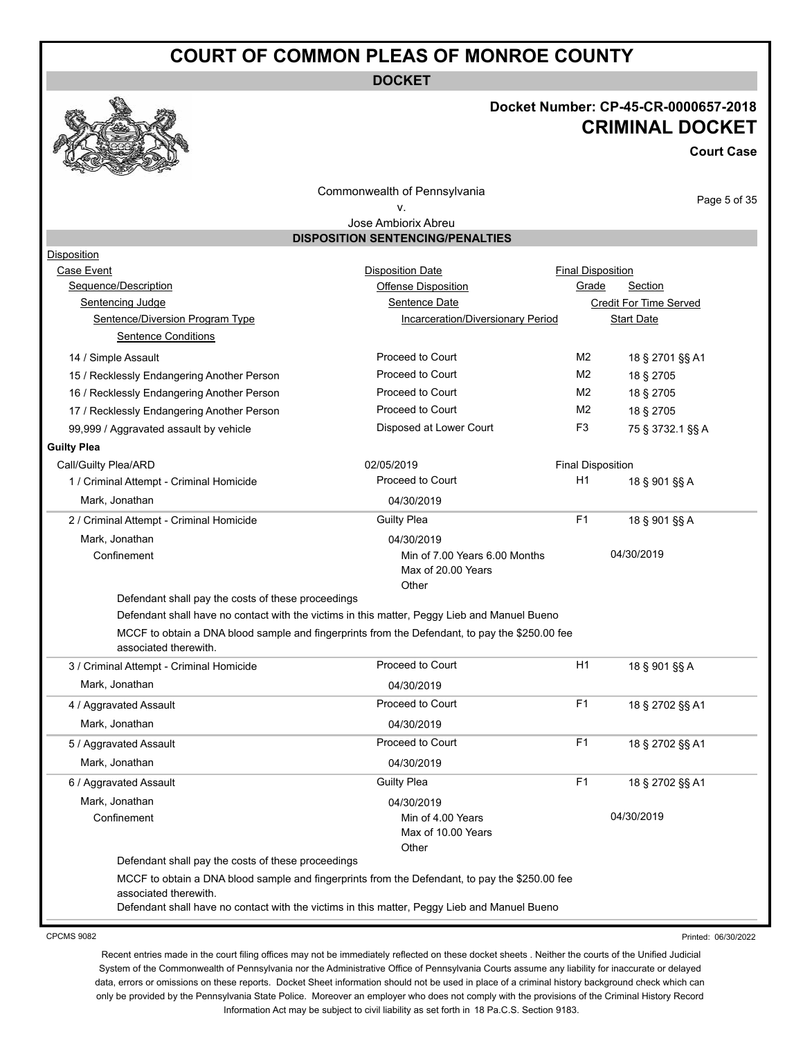# COURT OF COMMON PLEAS OF MONROE COUNTY

**DOCKET**

**Docket Number: CP-45-CR-0000657-2018**

**CRIMINAL DOCKET**

**Court Case**

Commonwealth of Pennsylvania
v.
Jose Ambiorix Abreu

## DISPOSITION SENTENCING/PENALTIES

| Disposition | | | |
|---|---|---|---|
| Case Event | Disposition Date | Final Disposition | |
| Sequence/Description | Offense Disposition | Grade | Section |
| Sentencing Judge | Sentence Date | Credit For Time Served | |
| Sentence/Diversion Program Type | Incarceration/Diversionary Period | Start Date | |
| Sentence Conditions | | | |
| 14 / Simple Assault | Proceed to Court | M2 | 18 § 2701 §§ A1 |
| 15 / Recklessly Endangering Another Person | Proceed to Court | M2 | 18 § 2705 |
| 16 / Recklessly Endangering Another Person | Proceed to Court | M2 | 18 § 2705 |
| 17 / Recklessly Endangering Another Person | Proceed to Court | M2 | 18 § 2705 |
| 99,999 / Aggravated assault by vehicle | Disposed at Lower Court | F3 | 75 § 3732.1 §§ A |

**Guilty Plea**

| | | | |
|---|---|---|---|
| Call/Guilty Plea/ARD | 02/05/2019 | Final Disposition | |
| 1 / Criminal Attempt - Criminal Homicide | Proceed to Court | H1 | 18 § 901 §§ A |
| Mark, Jonathan | 04/30/2019 | | |
| 2 / Criminal Attempt - Criminal Homicide | Guilty Plea | F1 | 18 § 901 §§ A |
| Mark, Jonathan | 04/30/2019 | | |
| Confinement | Min of 7.00 Years 6.00 Months<br>Max of 20.00 Years<br>Other | 04/30/2019 | |

Defendant shall pay the costs of these proceedings

Defendant shall have no contact with the victims in this matter, Peggy Lieb and Manuel Bueno

MCCF to obtain a DNA blood sample and fingerprints from the Defendant, to pay the $250.00 fee associated therewith.

| | | | |
|---|---|---|---|
| 3 / Criminal Attempt - Criminal Homicide | Proceed to Court | H1 | 18 § 901 §§ A |
| Mark, Jonathan | 04/30/2019 | | |
| 4 / Aggravated Assault | Proceed to Court | F1 | 18 § 2702 §§ A1 |
| Mark, Jonathan | 04/30/2019 | | |
| 5 / Aggravated Assault | Proceed to Court | F1 | 18 § 2702 §§ A1 |
| Mark, Jonathan | 04/30/2019 | | |
| 6 / Aggravated Assault | Guilty Plea | F1 | 18 § 2702 §§ A1 |
| Mark, Jonathan | 04/30/2019 | | |
| Confinement | Min of 4.00 Years<br>Max of 10.00 Years<br>Other | 04/30/2019 | |

Defendant shall pay the costs of these proceedings

MCCF to obtain a DNA blood sample and fingerprints from the Defendant, to pay the $250.00 fee associated therewith.

Defendant shall have no contact with the victims in this matter, Peggy Lieb and Manuel Bueno

CPCMS 9082

Printed: 06/30/2022

Recent entries made in the court filing offices may not be immediately reflected on these docket sheets . Neither the courts of the Unified Judicial System of the Commonwealth of Pennsylvania nor the Administrative Office of Pennsylvania Courts assume any liability for inaccurate or delayed data, errors or omissions on these reports. Docket Sheet information should not be used in place of a criminal history background check which can only be provided by the Pennsylvania State Police. Moreover an employer who does not comply with the provisions of the Criminal History Record Information Act may be subject to civil liability as set forth in 18 Pa.C.S. Section 9183.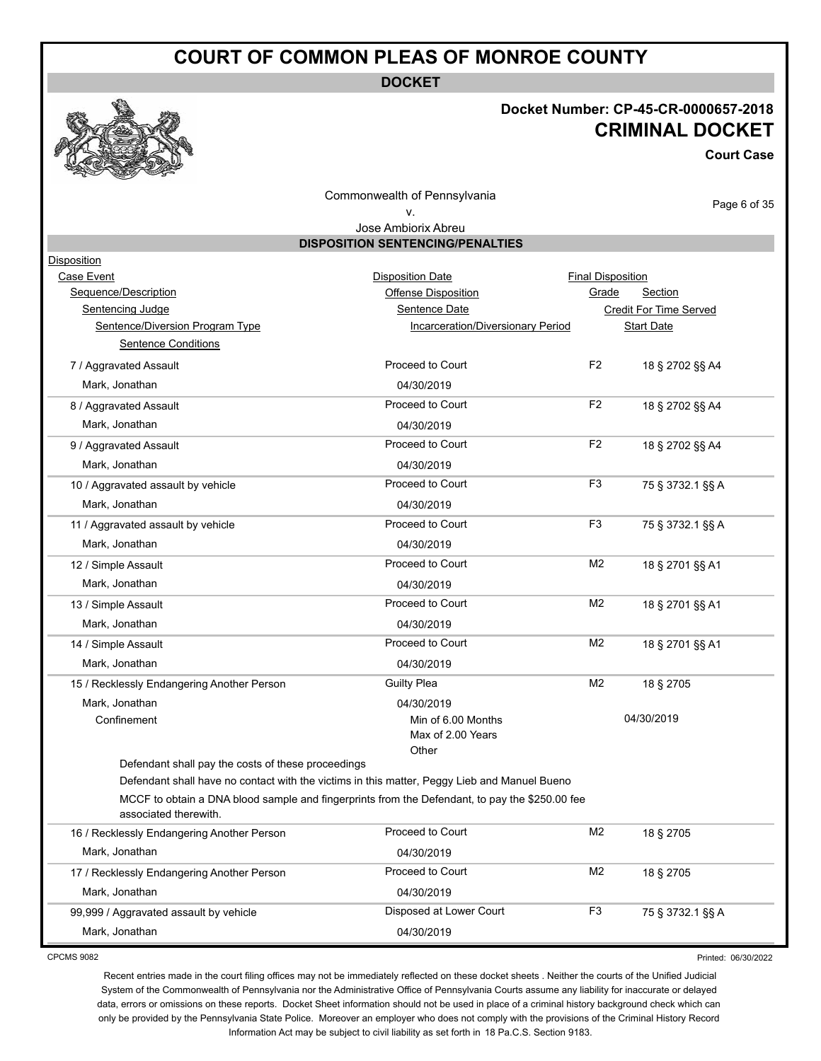# COURT OF COMMON PLEAS OF MONROE COUNTY

**DOCKET**

**Docket Number: CP-45-CR-0000657-2018**

## CRIMINAL DOCKET

**Court Case**

Commonwealth of Pennsylvania
v.
Jose Ambiorix Abreu

### DISPOSITION SENTENCING/PENALTIES

| Disposition | | | |
|---|---|---|---|
| Case Event | Disposition Date | Final Disposition | |
| Sequence/Description | Offense Disposition | Grade | Section |
| Sentencing Judge | Sentence Date | Credit For Time Served | |
| Sentence/Diversion Program Type | Incarceration/Diversionary Period | Start Date | |
| Sentence Conditions | | | |
| 7 / Aggravated Assault | Proceed to Court | F2 | 18 § 2702 §§ A4 |
| Mark, Jonathan | 04/30/2019 | | |
| 8 / Aggravated Assault | Proceed to Court | F2 | 18 § 2702 §§ A4 |
| Mark, Jonathan | 04/30/2019 | | |
| 9 / Aggravated Assault | Proceed to Court | F2 | 18 § 2702 §§ A4 |
| Mark, Jonathan | 04/30/2019 | | |
| 10 / Aggravated assault by vehicle | Proceed to Court | F3 | 75 § 3732.1 §§ A |
| Mark, Jonathan | 04/30/2019 | | |
| 11 / Aggravated assault by vehicle | Proceed to Court | F3 | 75 § 3732.1 §§ A |
| Mark, Jonathan | 04/30/2019 | | |
| 12 / Simple Assault | Proceed to Court | M2 | 18 § 2701 §§ A1 |
| Mark, Jonathan | 04/30/2019 | | |
| 13 / Simple Assault | Proceed to Court | M2 | 18 § 2701 §§ A1 |
| Mark, Jonathan | 04/30/2019 | | |
| 14 / Simple Assault | Proceed to Court | M2 | 18 § 2701 §§ A1 |
| Mark, Jonathan | 04/30/2019 | | |
| 15 / Recklessly Endangering Another Person | Guilty Plea | M2 | 18 § 2705 |
| Mark, Jonathan | 04/30/2019 | | |
| Confinement | Min of 6.00 Months<br>Max of 2.00 Years<br>Other | 04/30/2019 | |
| Defendant shall pay the costs of these proceedings | | | |
| Defendant shall have no contact with the victims in this matter, Peggy Lieb and Manuel Bueno | | | |
| MCCF to obtain a DNA blood sample and fingerprints from the Defendant, to pay the $250.00 fee associated therewith. | | | |
| 16 / Recklessly Endangering Another Person | Proceed to Court | M2 | 18 § 2705 |
| Mark, Jonathan | 04/30/2019 | | |
| 17 / Recklessly Endangering Another Person | Proceed to Court | M2 | 18 § 2705 |
| Mark, Jonathan | 04/30/2019 | | |
| 99,999 / Aggravated assault by vehicle | Disposed at Lower Court | F3 | 75 § 3732.1 §§ A |
| Mark, Jonathan | 04/30/2019 | | |

CPCMS 9082

Printed: 06/30/2022

Recent entries made in the court filing offices may not be immediately reflected on these docket sheets . Neither the courts of the Unified Judicial System of the Commonwealth of Pennsylvania nor the Administrative Office of Pennsylvania Courts assume any liability for inaccurate or delayed data, errors or omissions on these reports. Docket Sheet information should not be used in place of a criminal history background check which can only be provided by the Pennsylvania State Police. Moreover an employer who does not comply with the provisions of the Criminal History Record Information Act may be subject to civil liability as set forth in 18 Pa.C.S. Section 9183.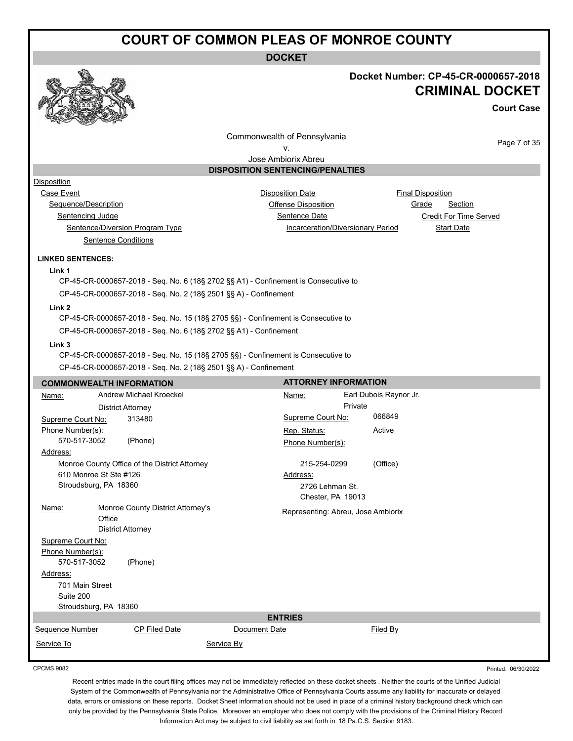# COURT OF COMMON PLEAS OF MONROE COUNTY

**DOCKET**

**Docket Number: CP-45-CR-0000657-2018**

**CRIMINAL DOCKET**

**Court Case**

Commonwealth of Pennsylvania
v.
Jose Ambiorix Abreu

## DISPOSITION SENTENCING/PENALTIES

Disposition
Case Event — Disposition Date — Final Disposition
Sequence/Description — Offense Disposition — Grade — Section
Sentencing Judge — Sentence Date — Credit For Time Served
Sentence/Diversion Program Type — Incarceration/Diversionary Period — Start Date
Sentence Conditions

**LINKED SENTENCES:**

**Link 1**

CP-45-CR-0000657-2018 - Seq. No. 6 (18§ 2702 §§ A1) - Confinement is Consecutive to
CP-45-CR-0000657-2018 - Seq. No. 2 (18§ 2501 §§ A) - Confinement

**Link 2**

CP-45-CR-0000657-2018 - Seq. No. 15 (18§ 2705 §§) - Confinement is Consecutive to
CP-45-CR-0000657-2018 - Seq. No. 6 (18§ 2702 §§ A1) - Confinement

**Link 3**

CP-45-CR-0000657-2018 - Seq. No. 15 (18§ 2705 §§) - Confinement is Consecutive to
CP-45-CR-0000657-2018 - Seq. No. 2 (18§ 2501 §§ A) - Confinement

## COMMONWEALTH INFORMATION

Name: Andrew Michael Kroeckel
District Attorney
Supreme Court No: 313480
Phone Number(s):
570-517-3052 (Phone)
Address:
Monroe County Office of the District Attorney
610 Monroe St Ste #126
Stroudsburg, PA 18360

Name: Monroe County District Attorney's Office
District Attorney
Supreme Court No:
Phone Number(s):
570-517-3052 (Phone)
Address:
701 Main Street
Suite 200
Stroudsburg, PA 18360

## ATTORNEY INFORMATION

Name: Earl Dubois Raynor Jr.
Private
Supreme Court No: 066849
Rep. Status: Active
Phone Number(s):
215-254-0299 (Office)
Address:
2726 Lehman St.
Chester, PA 19013

Representing: Abreu, Jose Ambiorix

## ENTRIES

Sequence Number — CP Filed Date — Document Date — Filed By
Service To — Service By

CPCMS 9082

Printed: 06/30/2022

Recent entries made in the court filing offices may not be immediately reflected on these docket sheets . Neither the courts of the Unified Judicial System of the Commonwealth of Pennsylvania nor the Administrative Office of Pennsylvania Courts assume any liability for inaccurate or delayed data, errors or omissions on these reports. Docket Sheet information should not be used in place of a criminal history background check which can only be provided by the Pennsylvania State Police. Moreover an employer who does not comply with the provisions of the Criminal History Record Information Act may be subject to civil liability as set forth in 18 Pa.C.S. Section 9183.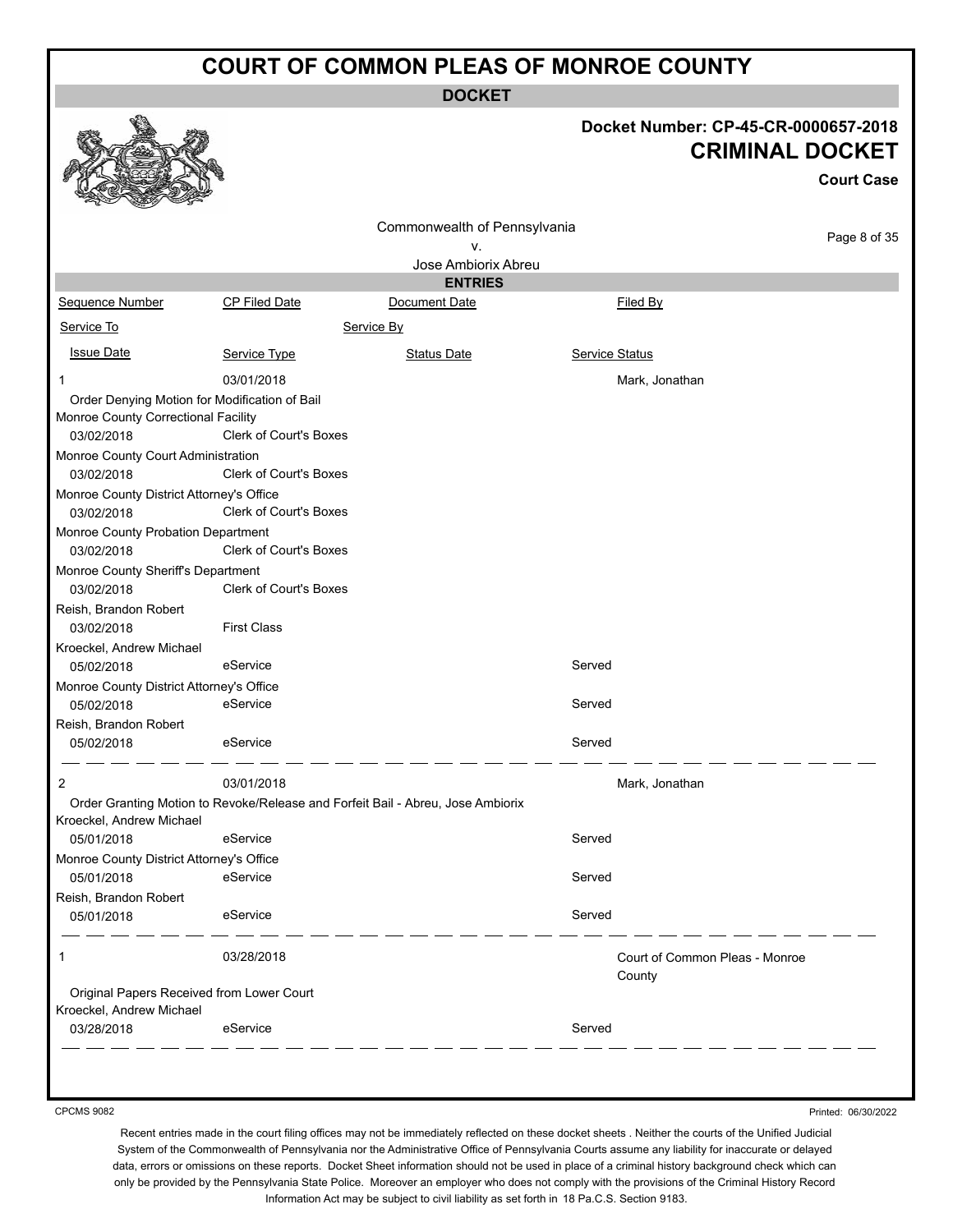# COURT OF COMMON PLEAS OF MONROE COUNTY

**DOCKET**

**Docket Number: CP-45-CR-0000657-2018**

**CRIMINAL DOCKET**

**Court Case**

Commonwealth of Pennsylvania
v.
Jose Ambiorix Abreu

**ENTRIES**

| Sequence Number | CP Filed Date | Document Date | Filed By |
|---|---|---|---|
| Service To | | Service By | |
| Issue Date | Service Type | Status Date | Service Status |
| 1 | 03/01/2018 | | Mark, Jonathan |
| Order Denying Motion for Modification of Bail | | | |
| Monroe County Correctional Facility | | | |
| 03/02/2018 | Clerk of Court's Boxes | | |
| Monroe County Court Administration | | | |
| 03/02/2018 | Clerk of Court's Boxes | | |
| Monroe County District Attorney's Office | | | |
| 03/02/2018 | Clerk of Court's Boxes | | |
| Monroe County Probation Department | | | |
| 03/02/2018 | Clerk of Court's Boxes | | |
| Monroe County Sheriff's Department | | | |
| 03/02/2018 | Clerk of Court's Boxes | | |
| Reish, Brandon Robert | | | |
| 03/02/2018 | First Class | | |
| Kroeckel, Andrew Michael | | | |
| 05/02/2018 | eService | | Served |
| Monroe County District Attorney's Office | | | |
| 05/02/2018 | eService | | Served |
| Reish, Brandon Robert | | | |
| 05/02/2018 | eService | | Served |
| 2 | 03/01/2018 | | Mark, Jonathan |
| Order Granting Motion to Revoke/Release and Forfeit Bail - Abreu, Jose Ambiorix | | | |
| Kroeckel, Andrew Michael | | | |
| 05/01/2018 | eService | | Served |
| Monroe County District Attorney's Office | | | |
| 05/01/2018 | eService | | Served |
| Reish, Brandon Robert | | | |
| 05/01/2018 | eService | | Served |
| 1 | 03/28/2018 | | Court of Common Pleas - Monroe County |
| Original Papers Received from Lower Court | | | |
| Kroeckel, Andrew Michael | | | |
| 03/28/2018 | eService | | Served |

CPCMS 9082

Printed: 06/30/2022

Recent entries made in the court filing offices may not be immediately reflected on these docket sheets . Neither the courts of the Unified Judicial System of the Commonwealth of Pennsylvania nor the Administrative Office of Pennsylvania Courts assume any liability for inaccurate or delayed data, errors or omissions on these reports. Docket Sheet information should not be used in place of a criminal history background check which can only be provided by the Pennsylvania State Police. Moreover an employer who does not comply with the provisions of the Criminal History Record Information Act may be subject to civil liability as set forth in 18 Pa.C.S. Section 9183.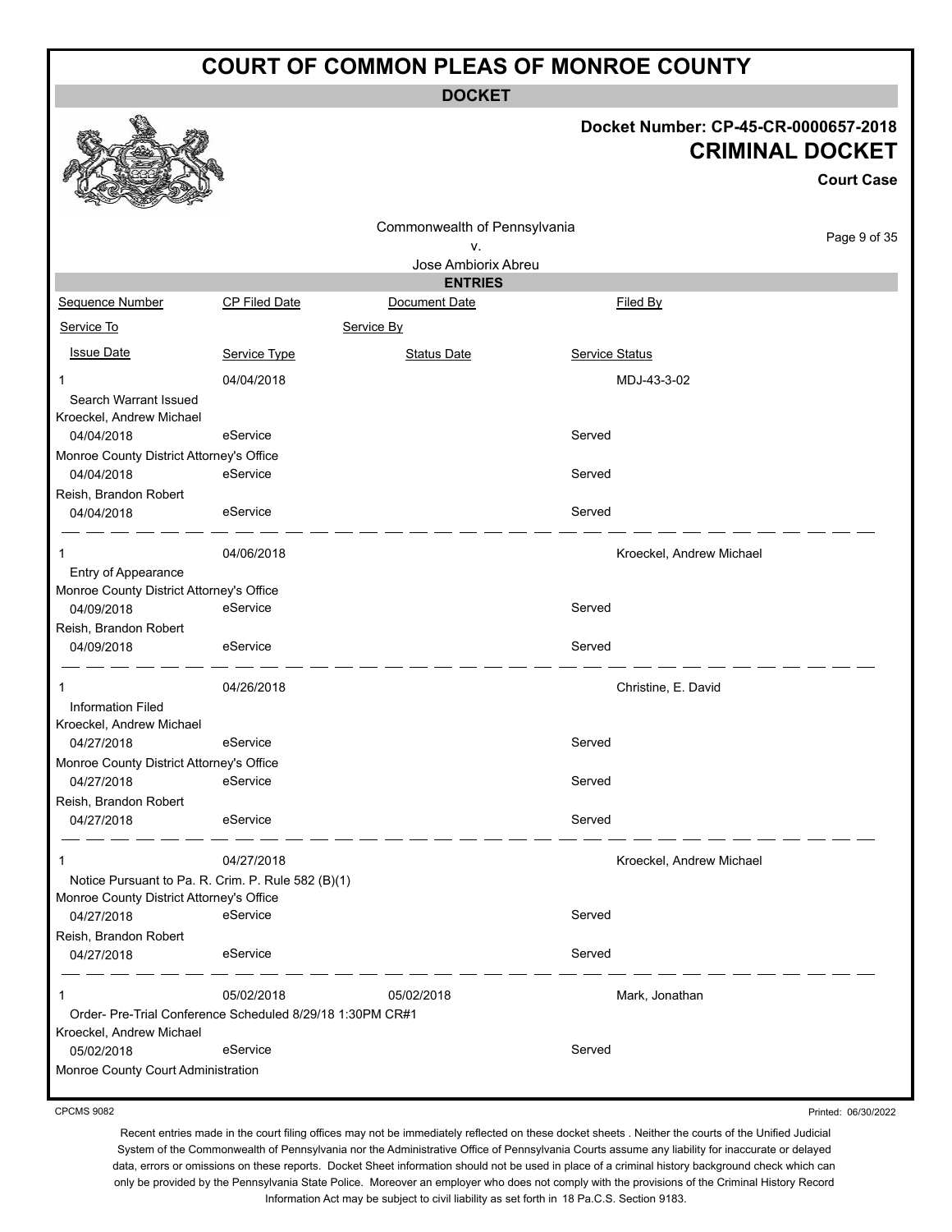# COURT OF COMMON PLEAS OF MONROE COUNTY

**DOCKET**

**Docket Number: CP-45-CR-0000657-2018**

**CRIMINAL DOCKET**

**Court Case**

Commonwealth of Pennsylvania
v.
Jose Ambiorix Abreu

**ENTRIES**

| Sequence Number | CP Filed Date | Document Date | Filed By |
|---|---|---|---|
| Service To | | Service By | |
| Issue Date | Service Type | Status Date | Service Status |
| 1 | 04/04/2018 | | MDJ-43-3-02 |
| Search Warrant Issued | | | |
| Kroeckel, Andrew Michael | | | |
| 04/04/2018 | eService | | Served |
| Monroe County District Attorney's Office | | | |
| 04/04/2018 | eService | | Served |
| Reish, Brandon Robert | | | |
| 04/04/2018 | eService | | Served |
| 1 | 04/06/2018 | | Kroeckel, Andrew Michael |
| Entry of Appearance | | | |
| Monroe County District Attorney's Office | | | |
| 04/09/2018 | eService | | Served |
| Reish, Brandon Robert | | | |
| 04/09/2018 | eService | | Served |
| 1 | 04/26/2018 | | Christine, E. David |
| Information Filed | | | |
| Kroeckel, Andrew Michael | | | |
| 04/27/2018 | eService | | Served |
| Monroe County District Attorney's Office | | | |
| 04/27/2018 | eService | | Served |
| Reish, Brandon Robert | | | |
| 04/27/2018 | eService | | Served |
| 1 | 04/27/2018 | | Kroeckel, Andrew Michael |
| Notice Pursuant to Pa. R. Crim. P. Rule 582 (B)(1) | | | |
| Monroe County District Attorney's Office | | | |
| 04/27/2018 | eService | | Served |
| Reish, Brandon Robert | | | |
| 04/27/2018 | eService | | Served |
| 1 | 05/02/2018 | 05/02/2018 | Mark, Jonathan |
| Order- Pre-Trial Conference Scheduled 8/29/18 1:30PM CR#1 | | | |
| Kroeckel, Andrew Michael | | | |
| 05/02/2018 | eService | | Served |
| Monroe County Court Administration | | | |

CPCMS 9082

Printed: 06/30/2022

Recent entries made in the court filing offices may not be immediately reflected on these docket sheets . Neither the courts of the Unified Judicial System of the Commonwealth of Pennsylvania nor the Administrative Office of Pennsylvania Courts assume any liability for inaccurate or delayed data, errors or omissions on these reports. Docket Sheet information should not be used in place of a criminal history background check which can only be provided by the Pennsylvania State Police. Moreover an employer who does not comply with the provisions of the Criminal History Record Information Act may be subject to civil liability as set forth in 18 Pa.C.S. Section 9183.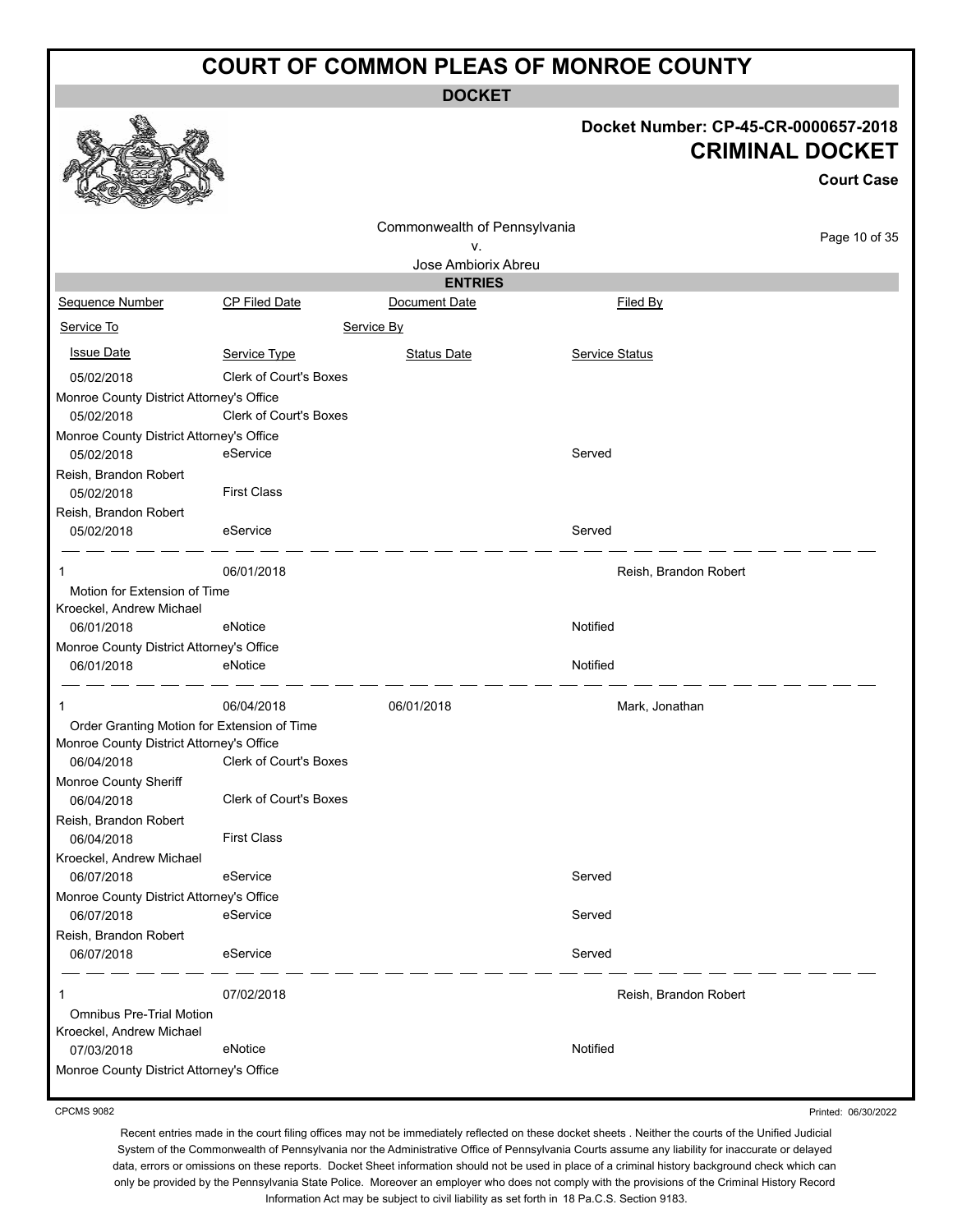# COURT OF COMMON PLEAS OF MONROE COUNTY

**DOCKET**

**Docket Number: CP-45-CR-0000657-2018**
**CRIMINAL DOCKET**
**Court Case**

Commonwealth of Pennsylvania
v.
Jose Ambiorix Abreu

**ENTRIES**

| Sequence Number | CP Filed Date | Document Date | Filed By |
|---|---|---|---|
| Service To | Service By | | |
| Issue Date | Service Type | Status Date | Service Status |
| 05/02/2018 | Clerk of Court's Boxes | | |
| Monroe County District Attorney's Office | | | |
| 05/02/2018 | Clerk of Court's Boxes | | |
| Monroe County District Attorney's Office | | | |
| 05/02/2018 | eService | | Served |
| Reish, Brandon Robert | | | |
| 05/02/2018 | First Class | | |
| Reish, Brandon Robert | | | |
| 05/02/2018 | eService | | Served |
| 1 | 06/01/2018 | | Reish, Brandon Robert |
| Motion for Extension of Time | | | |
| Kroeckel, Andrew Michael | | | |
| 06/01/2018 | eNotice | | Notified |
| Monroe County District Attorney's Office | | | |
| 06/01/2018 | eNotice | | Notified |
| 1 | 06/04/2018 | 06/01/2018 | Mark, Jonathan |
| Order Granting Motion for Extension of Time | | | |
| Monroe County District Attorney's Office | | | |
| 06/04/2018 | Clerk of Court's Boxes | | |
| Monroe County Sheriff | | | |
| 06/04/2018 | Clerk of Court's Boxes | | |
| Reish, Brandon Robert | | | |
| 06/04/2018 | First Class | | |
| Kroeckel, Andrew Michael | | | |
| 06/07/2018 | eService | | Served |
| Monroe County District Attorney's Office | | | |
| 06/07/2018 | eService | | Served |
| Reish, Brandon Robert | | | |
| 06/07/2018 | eService | | Served |
| 1 | 07/02/2018 | | Reish, Brandon Robert |
| Omnibus Pre-Trial Motion | | | |
| Kroeckel, Andrew Michael | | | |
| 07/03/2018 | eNotice | | Notified |
| Monroe County District Attorney's Office | | | |

CPCMS 9082

Printed: 06/30/2022

Recent entries made in the court filing offices may not be immediately reflected on these docket sheets . Neither the courts of the Unified Judicial System of the Commonwealth of Pennsylvania nor the Administrative Office of Pennsylvania Courts assume any liability for inaccurate or delayed data, errors or omissions on these reports. Docket Sheet information should not be used in place of a criminal history background check which can only be provided by the Pennsylvania State Police. Moreover an employer who does not comply with the provisions of the Criminal History Record Information Act may be subject to civil liability as set forth in 18 Pa.C.S. Section 9183.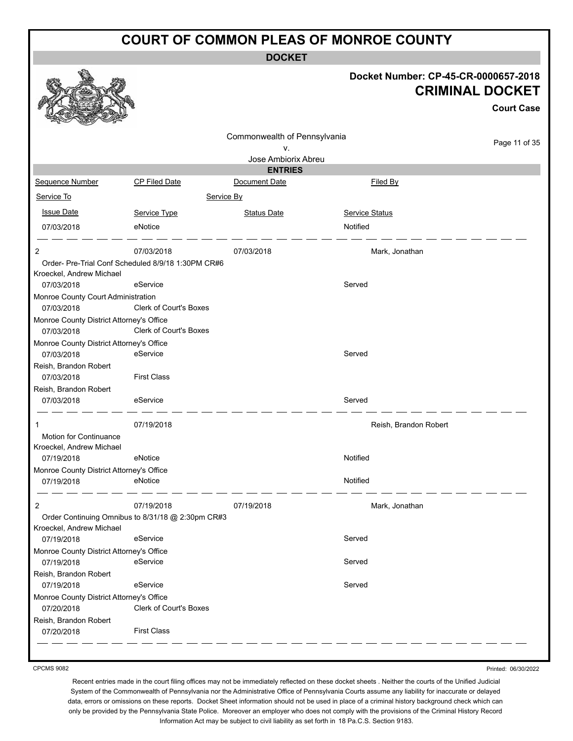# COURT OF COMMON PLEAS OF MONROE COUNTY

## DOCKET

**Docket Number: CP-45-CR-0000657-2018**

**CRIMINAL DOCKET**

**Court Case**

Commonwealth of Pennsylvania
v.
Jose Ambiorix Abreu

### ENTRIES

| Sequence Number | CP Filed Date | Document Date | Filed By |
|---|---|---|---|
| Service To | Service By | | |
| Issue Date | Service Type | Status Date | Service Status |
| 07/03/2018 | eNotice | | Notified |
| **2** | 07/03/2018 | 07/03/2018 | Mark, Jonathan |
| Order- Pre-Trial Conf Scheduled 8/9/18 1:30PM CR#6 | | | |
| Kroeckel, Andrew Michael | | | |
| 07/03/2018 | eService | | Served |
| Monroe County Court Administration | | | |
| 07/03/2018 | Clerk of Court's Boxes | | |
| Monroe County District Attorney's Office | | | |
| 07/03/2018 | Clerk of Court's Boxes | | |
| Monroe County District Attorney's Office | | | |
| 07/03/2018 | eService | | Served |
| Reish, Brandon Robert | | | |
| 07/03/2018 | First Class | | |
| Reish, Brandon Robert | | | |
| 07/03/2018 | eService | | Served |
| **1** | 07/19/2018 | | Reish, Brandon Robert |
| Motion for Continuance | | | |
| Kroeckel, Andrew Michael | | | |
| 07/19/2018 | eNotice | | Notified |
| Monroe County District Attorney's Office | | | |
| 07/19/2018 | eNotice | | Notified |
| **2** | 07/19/2018 | 07/19/2018 | Mark, Jonathan |
| Order Continuing Omnibus to 8/31/18 @ 2:30pm CR#3 | | | |
| Kroeckel, Andrew Michael | | | |
| 07/19/2018 | eService | | Served |
| Monroe County District Attorney's Office | | | |
| 07/19/2018 | eService | | Served |
| Reish, Brandon Robert | | | |
| 07/19/2018 | eService | | Served |
| Monroe County District Attorney's Office | | | |
| 07/20/2018 | Clerk of Court's Boxes | | |
| Reish, Brandon Robert | | | |
| 07/20/2018 | First Class | | |

CPCMS 9082

Printed: 06/30/2022

Recent entries made in the court filing offices may not be immediately reflected on these docket sheets . Neither the courts of the Unified Judicial System of the Commonwealth of Pennsylvania nor the Administrative Office of Pennsylvania Courts assume any liability for inaccurate or delayed data, errors or omissions on these reports. Docket Sheet information should not be used in place of a criminal history background check which can only be provided by the Pennsylvania State Police. Moreover an employer who does not comply with the provisions of the Criminal History Record Information Act may be subject to civil liability as set forth in 18 Pa.C.S. Section 9183.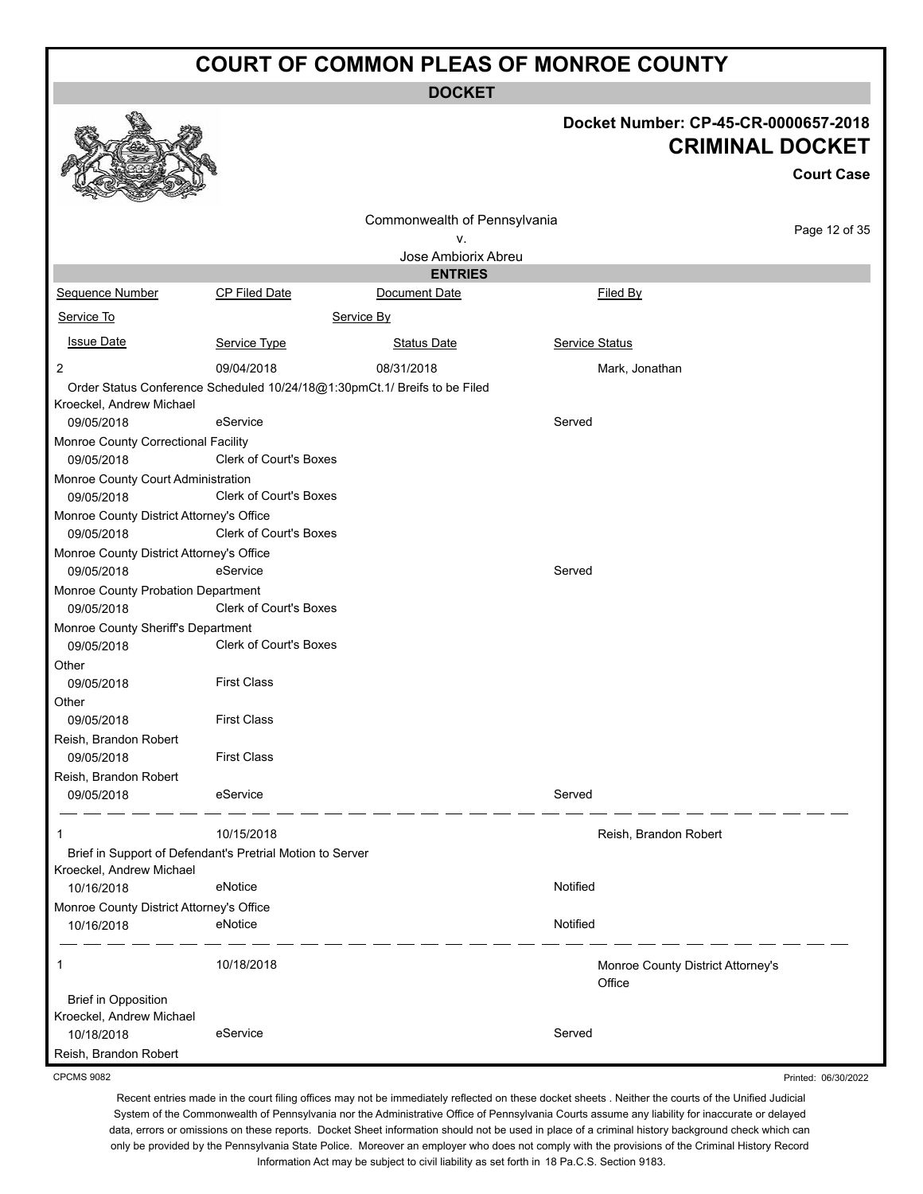# COURT OF COMMON PLEAS OF MONROE COUNTY

**DOCKET**

**Docket Number: CP-45-CR-0000657-2018**

**CRIMINAL DOCKET**

**Court Case**

Commonwealth of Pennsylvania
v.
Jose Ambiorix Abreu

**ENTRIES**

| Sequence Number | CP Filed Date | Document Date | Filed By |
|---|---|---|---|
| Service To | | Service By | |
| Issue Date | Service Type | Status Date | Service Status |
| 2 | 09/04/2018 | 08/31/2018 | Mark, Jonathan |
| Order Status Conference Scheduled 10/24/18@1:30pmCt.1/ Breifs to be Filed | | | |
| Kroeckel, Andrew Michael | | | |
| 09/05/2018 | eService | | Served |
| Monroe County Correctional Facility | | | |
| 09/05/2018 | Clerk of Court's Boxes | | |
| Monroe County Court Administration | | | |
| 09/05/2018 | Clerk of Court's Boxes | | |
| Monroe County District Attorney's Office | | | |
| 09/05/2018 | Clerk of Court's Boxes | | |
| Monroe County District Attorney's Office | | | |
| 09/05/2018 | eService | | Served |
| Monroe County Probation Department | | | |
| 09/05/2018 | Clerk of Court's Boxes | | |
| Monroe County Sheriff's Department | | | |
| 09/05/2018 | Clerk of Court's Boxes | | |
| Other | | | |
| 09/05/2018 | First Class | | |
| Other | | | |
| 09/05/2018 | First Class | | |
| Reish, Brandon Robert | | | |
| 09/05/2018 | First Class | | |
| Reish, Brandon Robert | | | |
| 09/05/2018 | eService | | Served |
| 1 | 10/15/2018 | | Reish, Brandon Robert |
| Brief in Support of Defendant's Pretrial Motion to Server | | | |
| Kroeckel, Andrew Michael | | | |
| 10/16/2018 | eNotice | | Notified |
| Monroe County District Attorney's Office | | | |
| 10/16/2018 | eNotice | | Notified |
| 1 | 10/18/2018 | | Monroe County District Attorney's Office |
| Brief in Opposition | | | |
| Kroeckel, Andrew Michael | | | |
| 10/18/2018 | eService | | Served |
| Reish, Brandon Robert | | | |

CPCMS 9082

Printed: 06/30/2022

Recent entries made in the court filing offices may not be immediately reflected on these docket sheets . Neither the courts of the Unified Judicial System of the Commonwealth of Pennsylvania nor the Administrative Office of Pennsylvania Courts assume any liability for inaccurate or delayed data, errors or omissions on these reports. Docket Sheet information should not be used in place of a criminal history background check which can only be provided by the Pennsylvania State Police. Moreover an employer who does not comply with the provisions of the Criminal History Record Information Act may be subject to civil liability as set forth in 18 Pa.C.S. Section 9183.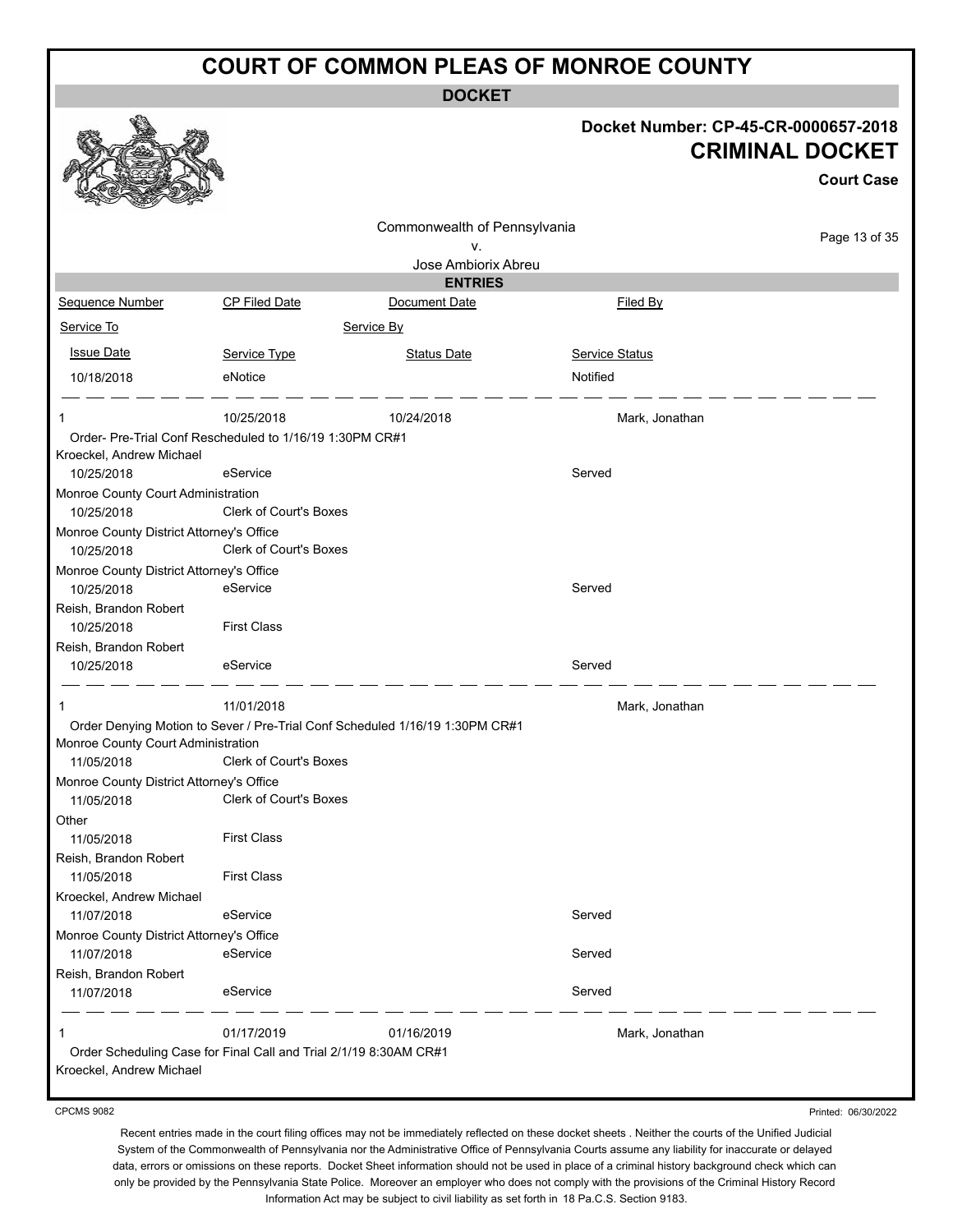# COURT OF COMMON PLEAS OF MONROE COUNTY

## DOCKET

**Docket Number: CP-45-CR-0000657-2018**

**CRIMINAL DOCKET**

**Court Case**

Commonwealth of Pennsylvania
v.
Jose Ambiorix Abreu

### ENTRIES

| Sequence Number | CP Filed Date | Document Date | Filed By |
|---|---|---|---|
| Service To | | Service By | |
| Issue Date | Service Type | Status Date | Service Status |
| 10/18/2018 | eNotice | | Notified |
| 1 | 10/25/2018 | 10/24/2018 | Mark, Jonathan |
| Order- Pre-Trial Conf Rescheduled to 1/16/19 1:30PM CR#1 | | | |
| Kroeckel, Andrew Michael | | | |
| 10/25/2018 | eService | | Served |
| Monroe County Court Administration | | | |
| 10/25/2018 | Clerk of Court's Boxes | | |
| Monroe County District Attorney's Office | | | |
| 10/25/2018 | Clerk of Court's Boxes | | |
| Monroe County District Attorney's Office | | | |
| 10/25/2018 | eService | | Served |
| Reish, Brandon Robert | | | |
| 10/25/2018 | First Class | | |
| Reish, Brandon Robert | | | |
| 10/25/2018 | eService | | Served |
| 1 | 11/01/2018 | | Mark, Jonathan |
| Order Denying Motion to Sever / Pre-Trial Conf Scheduled 1/16/19 1:30PM CR#1 | | | |
| Monroe County Court Administration | | | |
| 11/05/2018 | Clerk of Court's Boxes | | |
| Monroe County District Attorney's Office | | | |
| 11/05/2018 | Clerk of Court's Boxes | | |
| Other | | | |
| 11/05/2018 | First Class | | |
| Reish, Brandon Robert | | | |
| 11/05/2018 | First Class | | |
| Kroeckel, Andrew Michael | | | |
| 11/07/2018 | eService | | Served |
| Monroe County District Attorney's Office | | | |
| 11/07/2018 | eService | | Served |
| Reish, Brandon Robert | | | |
| 11/07/2018 | eService | | Served |
| 1 | 01/17/2019 | 01/16/2019 | Mark, Jonathan |
| Order Scheduling Case for Final Call and Trial 2/1/19 8:30AM CR#1 | | | |
| Kroeckel, Andrew Michael | | | |

CPCMS 9082

Printed: 06/30/2022

Recent entries made in the court filing offices may not be immediately reflected on these docket sheets . Neither the courts of the Unified Judicial System of the Commonwealth of Pennsylvania nor the Administrative Office of Pennsylvania Courts assume any liability for inaccurate or delayed data, errors or omissions on these reports. Docket Sheet information should not be used in place of a criminal history background check which can only be provided by the Pennsylvania State Police. Moreover an employer who does not comply with the provisions of the Criminal History Record Information Act may be subject to civil liability as set forth in 18 Pa.C.S. Section 9183.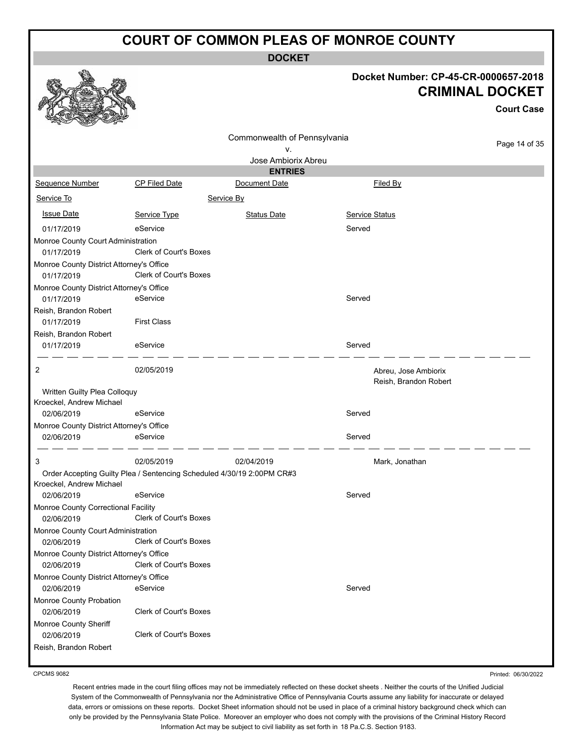# COURT OF COMMON PLEAS OF MONROE COUNTY

**DOCKET**

**Docket Number: CP-45-CR-0000657-2018**

**CRIMINAL DOCKET**

**Court Case**

Commonwealth of Pennsylvania
v.
Jose Ambiorix Abreu

**ENTRIES**

| Sequence Number | CP Filed Date | Document Date | Filed By |
|---|---|---|---|
| Service To | Service By | | |
| Issue Date | Service Type | Status Date | Service Status |
| 01/17/2019 | eService | | Served |
| Monroe County Court Administration | | | |
| 01/17/2019 | Clerk of Court's Boxes | | |
| Monroe County District Attorney's Office | | | |
| 01/17/2019 | Clerk of Court's Boxes | | |
| Monroe County District Attorney's Office | | | |
| 01/17/2019 | eService | | Served |
| Reish, Brandon Robert | | | |
| 01/17/2019 | First Class | | |
| Reish, Brandon Robert | | | |
| 01/17/2019 | eService | | Served |
| 2 | 02/05/2019 | | Abreu, Jose Ambiorix<br>Reish, Brandon Robert |
| Written Guilty Plea Colloquy | | | |
| Kroeckel, Andrew Michael | | | |
| 02/06/2019 | eService | | Served |
| Monroe County District Attorney's Office | | | |
| 02/06/2019 | eService | | Served |
| 3 | 02/05/2019 | 02/04/2019 | Mark, Jonathan |
| Order Accepting Guilty Plea / Sentencing Scheduled 4/30/19 2:00PM CR#3 | | | |
| Kroeckel, Andrew Michael | | | |
| 02/06/2019 | eService | | Served |
| Monroe County Correctional Facility | | | |
| 02/06/2019 | Clerk of Court's Boxes | | |
| Monroe County Court Administration | | | |
| 02/06/2019 | Clerk of Court's Boxes | | |
| Monroe County District Attorney's Office | | | |
| 02/06/2019 | Clerk of Court's Boxes | | |
| Monroe County District Attorney's Office | | | |
| 02/06/2019 | eService | | Served |
| Monroe County Probation | | | |
| 02/06/2019 | Clerk of Court's Boxes | | |
| Monroe County Sheriff | | | |
| 02/06/2019 | Clerk of Court's Boxes | | |
| Reish, Brandon Robert | | | |

CPCMS 9082

Printed: 06/30/2022

Recent entries made in the court filing offices may not be immediately reflected on these docket sheets . Neither the courts of the Unified Judicial System of the Commonwealth of Pennsylvania nor the Administrative Office of Pennsylvania Courts assume any liability for inaccurate or delayed data, errors or omissions on these reports. Docket Sheet information should not be used in place of a criminal history background check which can only be provided by the Pennsylvania State Police. Moreover an employer who does not comply with the provisions of the Criminal History Record Information Act may be subject to civil liability as set forth in 18 Pa.C.S. Section 9183.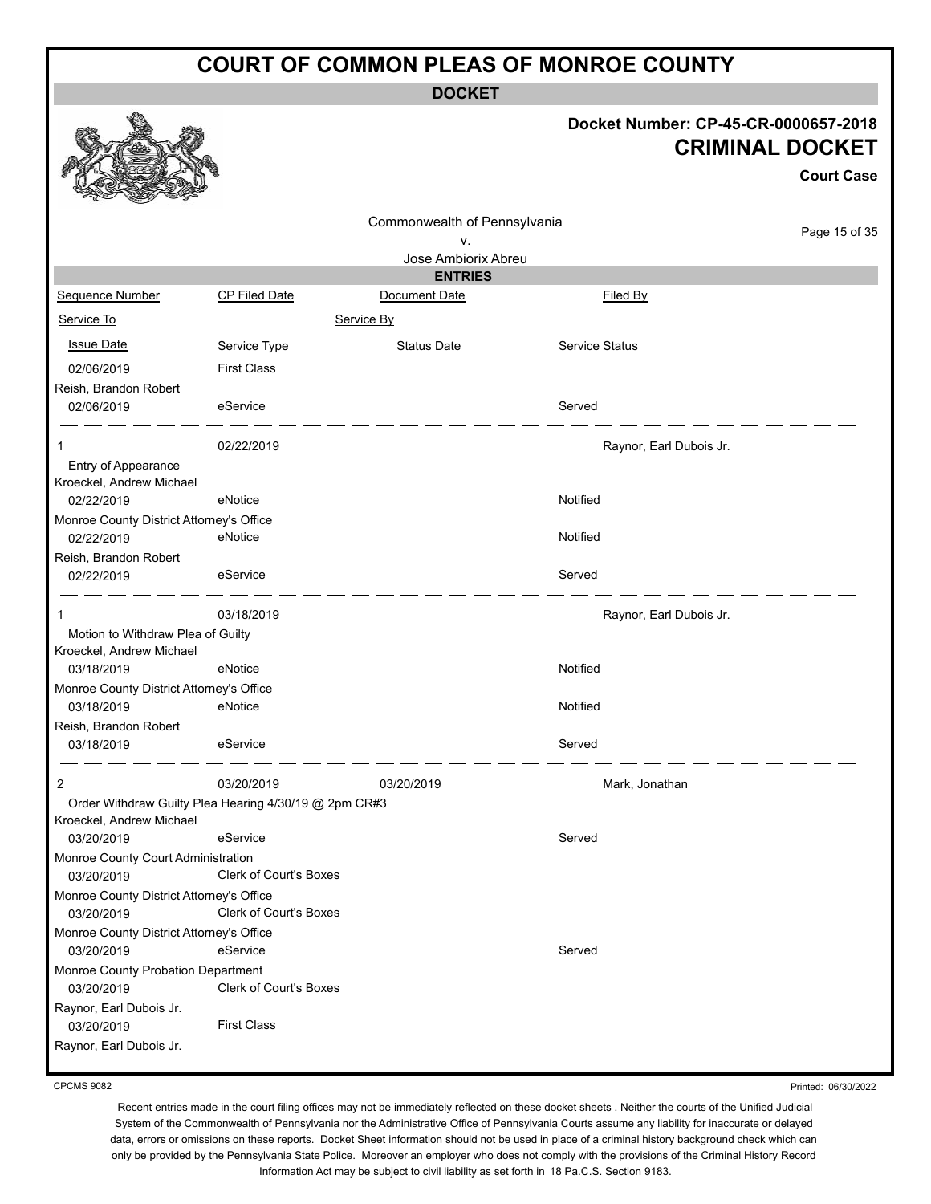# COURT OF COMMON PLEAS OF MONROE COUNTY

## DOCKET

**Docket Number: CP-45-CR-0000657-2018**

**CRIMINAL DOCKET**

**Court Case**

Commonwealth of Pennsylvania
v.
Jose Ambiorix Abreu

### ENTRIES

| Sequence Number | CP Filed Date | Document Date | Filed By |
|---|---|---|---|
| Service To | | Service By | |
| Issue Date | Service Type | Status Date | Service Status |
| 02/06/2019 | First Class | | |
| Reish, Brandon Robert | | | |
| 02/06/2019 | eService | | Served |
| 1 | 02/22/2019 | | Raynor, Earl Dubois Jr. |
| Entry of Appearance | | | |
| Kroeckel, Andrew Michael | | | |
| 02/22/2019 | eNotice | | Notified |
| Monroe County District Attorney's Office | | | |
| 02/22/2019 | eNotice | | Notified |
| Reish, Brandon Robert | | | |
| 02/22/2019 | eService | | Served |
| 1 | 03/18/2019 | | Raynor, Earl Dubois Jr. |
| Motion to Withdraw Plea of Guilty | | | |
| Kroeckel, Andrew Michael | | | |
| 03/18/2019 | eNotice | | Notified |
| Monroe County District Attorney's Office | | | |
| 03/18/2019 | eNotice | | Notified |
| Reish, Brandon Robert | | | |
| 03/18/2019 | eService | | Served |
| 2 | 03/20/2019 | 03/20/2019 | Mark, Jonathan |
| Order Withdraw Guilty Plea Hearing 4/30/19 @ 2pm CR#3 | | | |
| Kroeckel, Andrew Michael | | | |
| 03/20/2019 | eService | | Served |
| Monroe County Court Administration | | | |
| 03/20/2019 | Clerk of Court's Boxes | | |
| Monroe County District Attorney's Office | | | |
| 03/20/2019 | Clerk of Court's Boxes | | |
| Monroe County District Attorney's Office | | | |
| 03/20/2019 | eService | | Served |
| Monroe County Probation Department | | | |
| 03/20/2019 | Clerk of Court's Boxes | | |
| Raynor, Earl Dubois Jr. | | | |
| 03/20/2019 | First Class | | |
| Raynor, Earl Dubois Jr. | | | |

CPCMS 9082 Printed: 06/30/2022

Recent entries made in the court filing offices may not be immediately reflected on these docket sheets . Neither the courts of the Unified Judicial System of the Commonwealth of Pennsylvania nor the Administrative Office of Pennsylvania Courts assume any liability for inaccurate or delayed data, errors or omissions on these reports. Docket Sheet information should not be used in place of a criminal history background check which can only be provided by the Pennsylvania State Police. Moreover an employer who does not comply with the provisions of the Criminal History Record Information Act may be subject to civil liability as set forth in 18 Pa.C.S. Section 9183.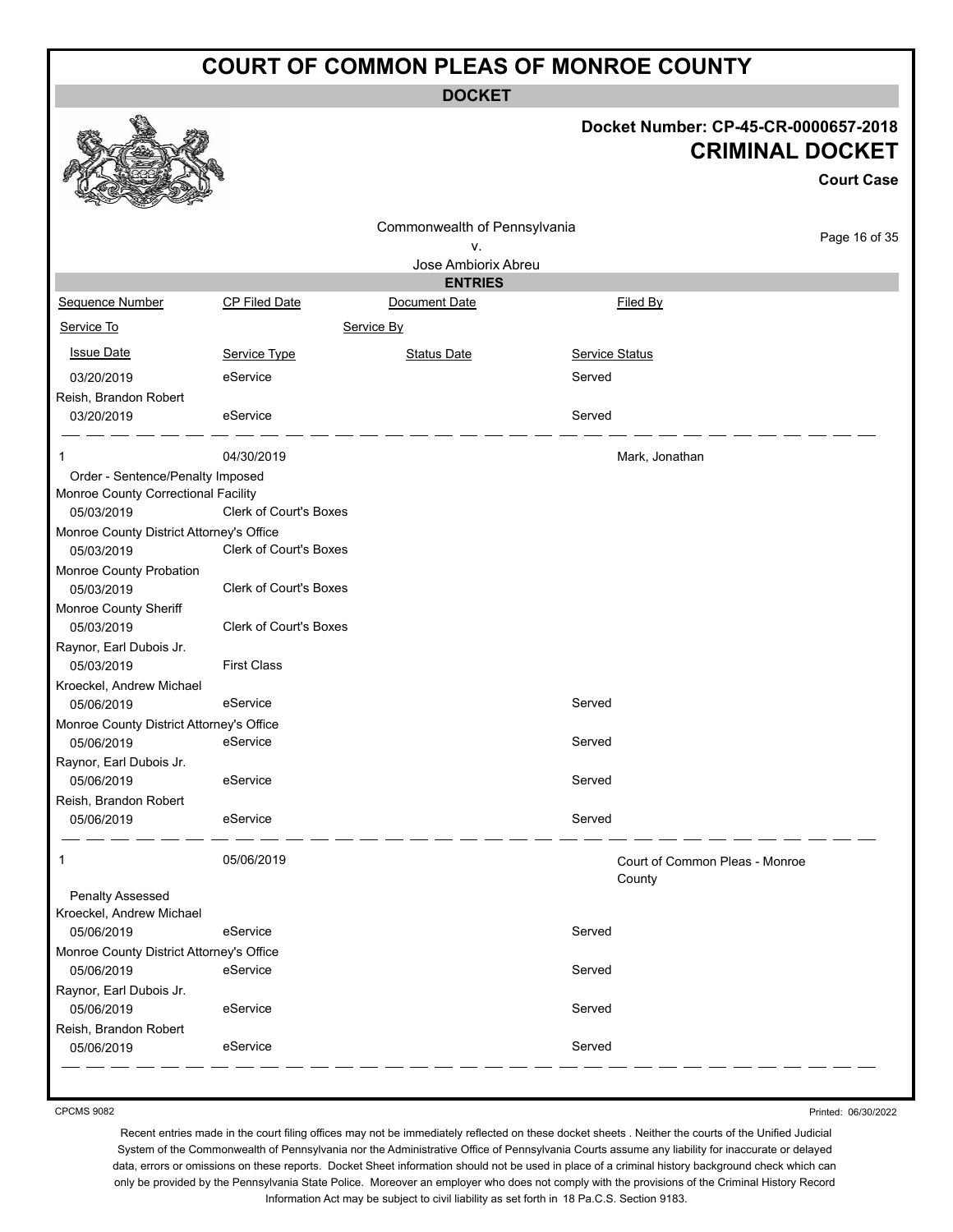# COURT OF COMMON PLEAS OF MONROE COUNTY

**DOCKET**

**Docket Number: CP-45-CR-0000657-2018**

**CRIMINAL DOCKET**

**Court Case**

Commonwealth of Pennsylvania
v.
Jose Ambiorix Abreu

**ENTRIES**

| Sequence Number | CP Filed Date | Document Date | Filed By |
|---|---|---|---|
| Service To | | Service By | |
| Issue Date | Service Type | Status Date | Service Status |
| 03/20/2019 | eService | | Served |
| Reish, Brandon Robert | | | |
| 03/20/2019 | eService | | Served |
| 1 | 04/30/2019 | | Mark, Jonathan |
| Order - Sentence/Penalty Imposed | | | |
| Monroe County Correctional Facility | | | |
| 05/03/2019 | Clerk of Court's Boxes | | |
| Monroe County District Attorney's Office | | | |
| 05/03/2019 | Clerk of Court's Boxes | | |
| Monroe County Probation | | | |
| 05/03/2019 | Clerk of Court's Boxes | | |
| Monroe County Sheriff | | | |
| 05/03/2019 | Clerk of Court's Boxes | | |
| Raynor, Earl Dubois Jr. | | | |
| 05/03/2019 | First Class | | |
| Kroeckel, Andrew Michael | | | |
| 05/06/2019 | eService | | Served |
| Monroe County District Attorney's Office | | | |
| 05/06/2019 | eService | | Served |
| Raynor, Earl Dubois Jr. | | | |
| 05/06/2019 | eService | | Served |
| Reish, Brandon Robert | | | |
| 05/06/2019 | eService | | Served |
| 1 | 05/06/2019 | | Court of Common Pleas - Monroe County |
| Penalty Assessed | | | |
| Kroeckel, Andrew Michael | | | |
| 05/06/2019 | eService | | Served |
| Monroe County District Attorney's Office | | | |
| 05/06/2019 | eService | | Served |
| Raynor, Earl Dubois Jr. | | | |
| 05/06/2019 | eService | | Served |
| Reish, Brandon Robert | | | |
| 05/06/2019 | eService | | Served |

CPCMS 9082

Printed: 06/30/2022

Recent entries made in the court filing offices may not be immediately reflected on these docket sheets . Neither the courts of the Unified Judicial System of the Commonwealth of Pennsylvania nor the Administrative Office of Pennsylvania Courts assume any liability for inaccurate or delayed data, errors or omissions on these reports. Docket Sheet information should not be used in place of a criminal history background check which can only be provided by the Pennsylvania State Police. Moreover an employer who does not comply with the provisions of the Criminal History Record Information Act may be subject to civil liability as set forth in 18 Pa.C.S. Section 9183.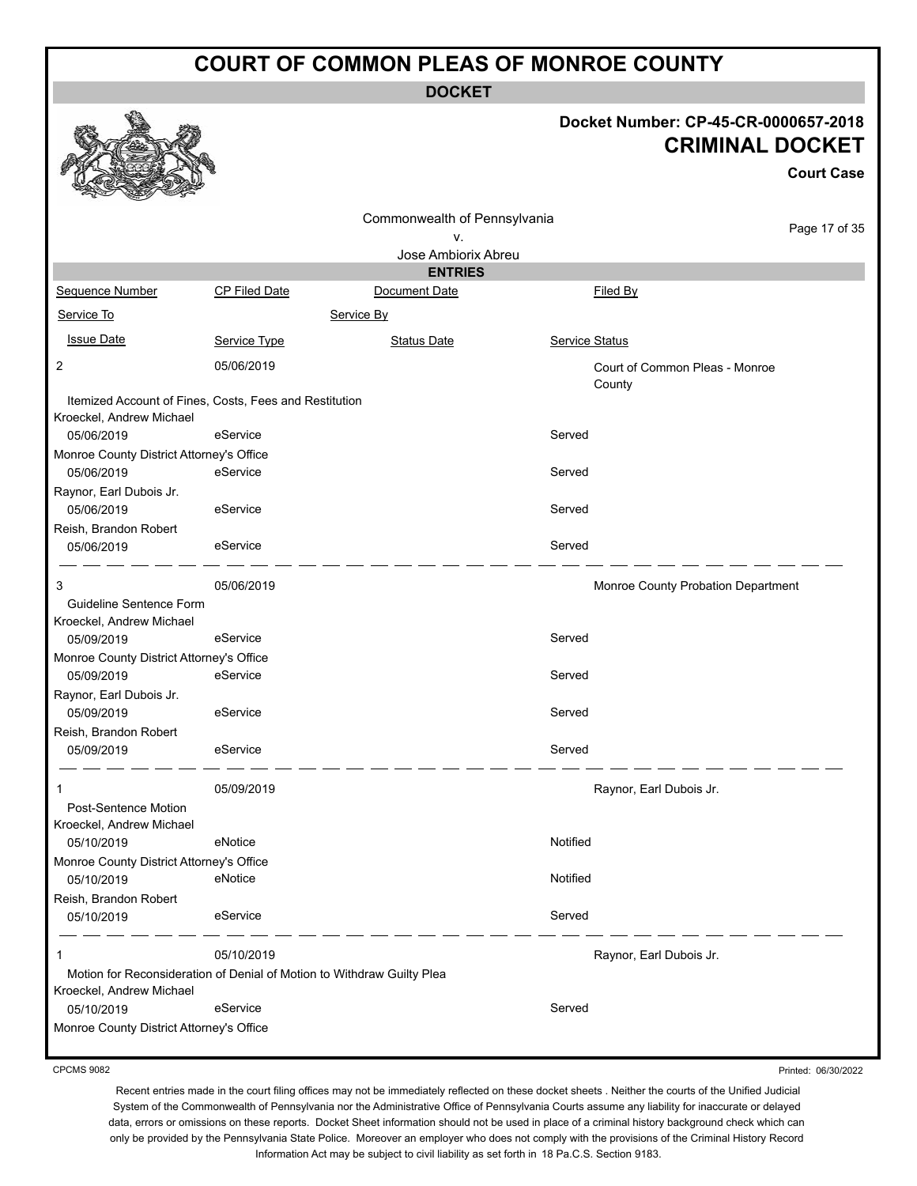# COURT OF COMMON PLEAS OF MONROE COUNTY

## DOCKET

**Docket Number: CP-45-CR-0000657-2018**

**CRIMINAL DOCKET**

**Court Case**

Commonwealth of Pennsylvania
v.
Jose Ambiorix Abreu

### ENTRIES

| Sequence Number | CP Filed Date | Document Date | Filed By |
|---|---|---|---|
| Service To | | Service By | |
| Issue Date | Service Type | Status Date | Service Status |
| 2 | 05/06/2019 | | Court of Common Pleas - Monroe County |
| Itemized Account of Fines, Costs, Fees and Restitution | | | |
| Kroeckel, Andrew Michael | | | |
| 05/06/2019 | eService | | Served |
| Monroe County District Attorney's Office | | | |
| 05/06/2019 | eService | | Served |
| Raynor, Earl Dubois Jr. | | | |
| 05/06/2019 | eService | | Served |
| Reish, Brandon Robert | | | |
| 05/06/2019 | eService | | Served |
| 3 | 05/06/2019 | | Monroe County Probation Department |
| Guideline Sentence Form | | | |
| Kroeckel, Andrew Michael | | | |
| 05/09/2019 | eService | | Served |
| Monroe County District Attorney's Office | | | |
| 05/09/2019 | eService | | Served |
| Raynor, Earl Dubois Jr. | | | |
| 05/09/2019 | eService | | Served |
| Reish, Brandon Robert | | | |
| 05/09/2019 | eService | | Served |
| 1 | 05/09/2019 | | Raynor, Earl Dubois Jr. |
| Post-Sentence Motion | | | |
| Kroeckel, Andrew Michael | | | |
| 05/10/2019 | eNotice | | Notified |
| Monroe County District Attorney's Office | | | |
| 05/10/2019 | eNotice | | Notified |
| Reish, Brandon Robert | | | |
| 05/10/2019 | eService | | Served |
| 1 | 05/10/2019 | | Raynor, Earl Dubois Jr. |
| Motion for Reconsideration of Denial of Motion to Withdraw Guilty Plea | | | |
| Kroeckel, Andrew Michael | | | |
| 05/10/2019 | eService | | Served |
| Monroe County District Attorney's Office | | | |

CPCMS 9082

Printed: 06/30/2022

Recent entries made in the court filing offices may not be immediately reflected on these docket sheets . Neither the courts of the Unified Judicial System of the Commonwealth of Pennsylvania nor the Administrative Office of Pennsylvania Courts assume any liability for inaccurate or delayed data, errors or omissions on these reports. Docket Sheet information should not be used in place of a criminal history background check which can only be provided by the Pennsylvania State Police. Moreover an employer who does not comply with the provisions of the Criminal History Record Information Act may be subject to civil liability as set forth in 18 Pa.C.S. Section 9183.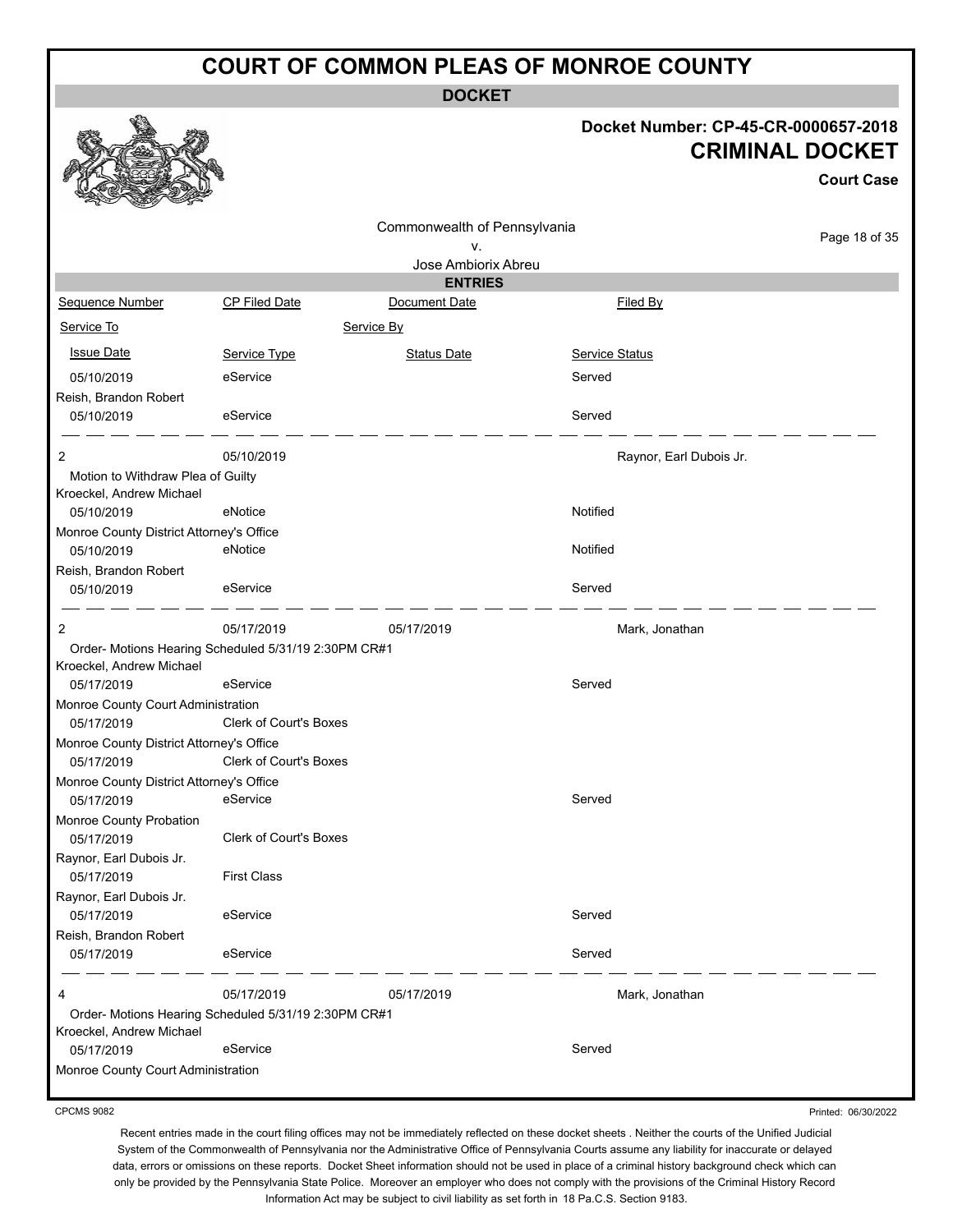# COURT OF COMMON PLEAS OF MONROE COUNTY

## DOCKET

**Docket Number: CP-45-CR-0000657-2018**

**CRIMINAL DOCKET**

**Court Case**

Commonwealth of Pennsylvania
v.
Jose Ambiorix Abreu

### ENTRIES

| Sequence Number | CP Filed Date | Document Date | Filed By |
|---|---|---|---|
| Service To | | Service By | |
| Issue Date | Service Type | Status Date | Service Status |
| 05/10/2019 | eService | | Served |
| Reish, Brandon Robert | | | |
| 05/10/2019 | eService | | Served |
| 2 | 05/10/2019 | | Raynor, Earl Dubois Jr. |
| Motion to Withdraw Plea of Guilty | | | |
| Kroeckel, Andrew Michael | | | |
| 05/10/2019 | eNotice | | Notified |
| Monroe County District Attorney's Office | | | |
| 05/10/2019 | eNotice | | Notified |
| Reish, Brandon Robert | | | |
| 05/10/2019 | eService | | Served |
| 2 | 05/17/2019 | 05/17/2019 | Mark, Jonathan |
| Order- Motions Hearing Scheduled 5/31/19 2:30PM CR#1 | | | |
| Kroeckel, Andrew Michael | | | |
| 05/17/2019 | eService | | Served |
| Monroe County Court Administration | | | |
| 05/17/2019 | Clerk of Court's Boxes | | |
| Monroe County District Attorney's Office | | | |
| 05/17/2019 | Clerk of Court's Boxes | | |
| Monroe County District Attorney's Office | | | |
| 05/17/2019 | eService | | Served |
| Monroe County Probation | | | |
| 05/17/2019 | Clerk of Court's Boxes | | |
| Raynor, Earl Dubois Jr. | | | |
| 05/17/2019 | First Class | | |
| Raynor, Earl Dubois Jr. | | | |
| 05/17/2019 | eService | | Served |
| Reish, Brandon Robert | | | |
| 05/17/2019 | eService | | Served |
| 4 | 05/17/2019 | 05/17/2019 | Mark, Jonathan |
| Order- Motions Hearing Scheduled 5/31/19 2:30PM CR#1 | | | |
| Kroeckel, Andrew Michael | | | |
| 05/17/2019 | eService | | Served |
| Monroe County Court Administration | | | |

CPCMS 9082

Printed: 06/30/2022

Recent entries made in the court filing offices may not be immediately reflected on these docket sheets . Neither the courts of the Unified Judicial System of the Commonwealth of Pennsylvania nor the Administrative Office of Pennsylvania Courts assume any liability for inaccurate or delayed data, errors or omissions on these reports. Docket Sheet information should not be used in place of a criminal history background check which can only be provided by the Pennsylvania State Police. Moreover an employer who does not comply with the provisions of the Criminal History Record Information Act may be subject to civil liability as set forth in 18 Pa.C.S. Section 9183.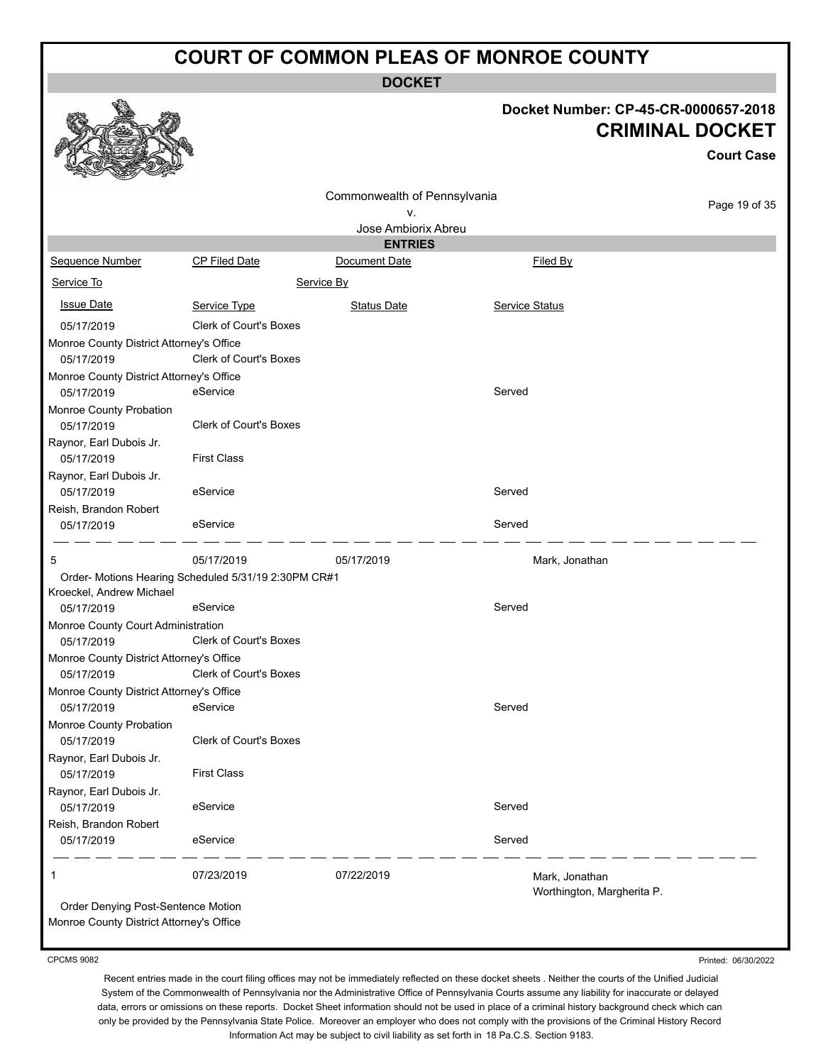# COURT OF COMMON PLEAS OF MONROE COUNTY

**DOCKET**

**Docket Number: CP-45-CR-0000657-2018**
**CRIMINAL DOCKET**
**Court Case**

Commonwealth of Pennsylvania
v.
Jose Ambiorix Abreu

**ENTRIES**

| Sequence Number | CP Filed Date | Document Date | Filed By |
|---|---|---|---|
| Service To | | Service By | |
| Issue Date | Service Type | Status Date | Service Status |
| 05/17/2019 | Clerk of Court's Boxes | | |
| Monroe County District Attorney's Office | | | |
| 05/17/2019 | Clerk of Court's Boxes | | |
| Monroe County District Attorney's Office | | | |
| 05/17/2019 | eService | | Served |
| Monroe County Probation | | | |
| 05/17/2019 | Clerk of Court's Boxes | | |
| Raynor, Earl Dubois Jr. | | | |
| 05/17/2019 | First Class | | |
| Raynor, Earl Dubois Jr. | | | |
| 05/17/2019 | eService | | Served |
| Reish, Brandon Robert | | | |
| 05/17/2019 | eService | | Served |
| 5 | 05/17/2019 | 05/17/2019 | Mark, Jonathan |
| Order- Motions Hearing Scheduled 5/31/19 2:30PM CR#1 | | | |
| Kroeckel, Andrew Michael | | | |
| 05/17/2019 | eService | | Served |
| Monroe County Court Administration | | | |
| 05/17/2019 | Clerk of Court's Boxes | | |
| Monroe County District Attorney's Office | | | |
| 05/17/2019 | Clerk of Court's Boxes | | |
| Monroe County District Attorney's Office | | | |
| 05/17/2019 | eService | | Served |
| Monroe County Probation | | | |
| 05/17/2019 | Clerk of Court's Boxes | | |
| Raynor, Earl Dubois Jr. | | | |
| 05/17/2019 | First Class | | |
| Raynor, Earl Dubois Jr. | | | |
| 05/17/2019 | eService | | Served |
| Reish, Brandon Robert | | | |
| 05/17/2019 | eService | | Served |
| 1 | 07/23/2019 | 07/22/2019 | Mark, Jonathan<br>Worthington, Margherita P. |
| Order Denying Post-Sentence Motion | | | |
| Monroe County District Attorney's Office | | | |

CPCMS 9082

Printed: 06/30/2022

Recent entries made in the court filing offices may not be immediately reflected on these docket sheets . Neither the courts of the Unified Judicial System of the Commonwealth of Pennsylvania nor the Administrative Office of Pennsylvania Courts assume any liability for inaccurate or delayed data, errors or omissions on these reports. Docket Sheet information should not be used in place of a criminal history background check which can only be provided by the Pennsylvania State Police. Moreover an employer who does not comply with the provisions of the Criminal History Record Information Act may be subject to civil liability as set forth in 18 Pa.C.S. Section 9183.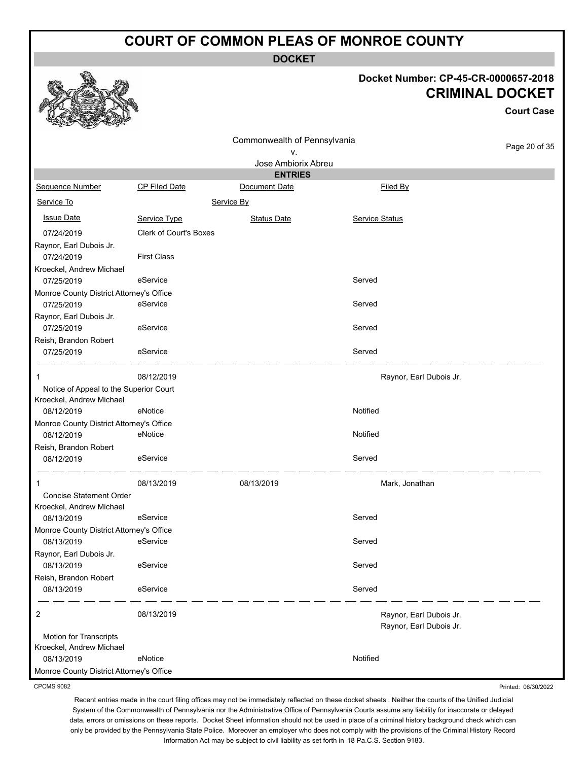# COURT OF COMMON PLEAS OF MONROE COUNTY

**DOCKET**

**Docket Number: CP-45-CR-0000657-2018**

**CRIMINAL DOCKET**

**Court Case**

Commonwealth of Pennsylvania
v.
Jose Ambiorix Abreu

**ENTRIES**

| Sequence Number | CP Filed Date | Document Date | Filed By |
|---|---|---|---|
| Service To | | Service By | |
| Issue Date | Service Type | Status Date | Service Status |
| 07/24/2019 | Clerk of Court's Boxes | | |
| Raynor, Earl Dubois Jr. | | | |
| 07/24/2019 | First Class | | |
| Kroeckel, Andrew Michael | | | |
| 07/25/2019 | eService | | Served |
| Monroe County District Attorney's Office | | | |
| 07/25/2019 | eService | | Served |
| Raynor, Earl Dubois Jr. | | | |
| 07/25/2019 | eService | | Served |
| Reish, Brandon Robert | | | |
| 07/25/2019 | eService | | Served |
| 1 | 08/12/2019 | | Raynor, Earl Dubois Jr. |
| Notice of Appeal to the Superior Court | | | |
| Kroeckel, Andrew Michael | | | |
| 08/12/2019 | eNotice | | Notified |
| Monroe County District Attorney's Office | | | |
| 08/12/2019 | eNotice | | Notified |
| Reish, Brandon Robert | | | |
| 08/12/2019 | eService | | Served |
| 1 | 08/13/2019 | 08/13/2019 | Mark, Jonathan |
| Concise Statement Order | | | |
| Kroeckel, Andrew Michael | | | |
| 08/13/2019 | eService | | Served |
| Monroe County District Attorney's Office | | | |
| 08/13/2019 | eService | | Served |
| Raynor, Earl Dubois Jr. | | | |
| 08/13/2019 | eService | | Served |
| Reish, Brandon Robert | | | |
| 08/13/2019 | eService | | Served |
| 2 | 08/13/2019 | | Raynor, Earl Dubois Jr. Raynor, Earl Dubois Jr. |
| Motion for Transcripts | | | |
| Kroeckel, Andrew Michael | | | |
| 08/13/2019 | eNotice | | Notified |
| Monroe County District Attorney's Office | | | |

CPCMS 9082

Printed: 06/30/2022

Recent entries made in the court filing offices may not be immediately reflected on these docket sheets . Neither the courts of the Unified Judicial System of the Commonwealth of Pennsylvania nor the Administrative Office of Pennsylvania Courts assume any liability for inaccurate or delayed data, errors or omissions on these reports. Docket Sheet information should not be used in place of a criminal history background check which can only be provided by the Pennsylvania State Police. Moreover an employer who does not comply with the provisions of the Criminal History Record Information Act may be subject to civil liability as set forth in 18 Pa.C.S. Section 9183.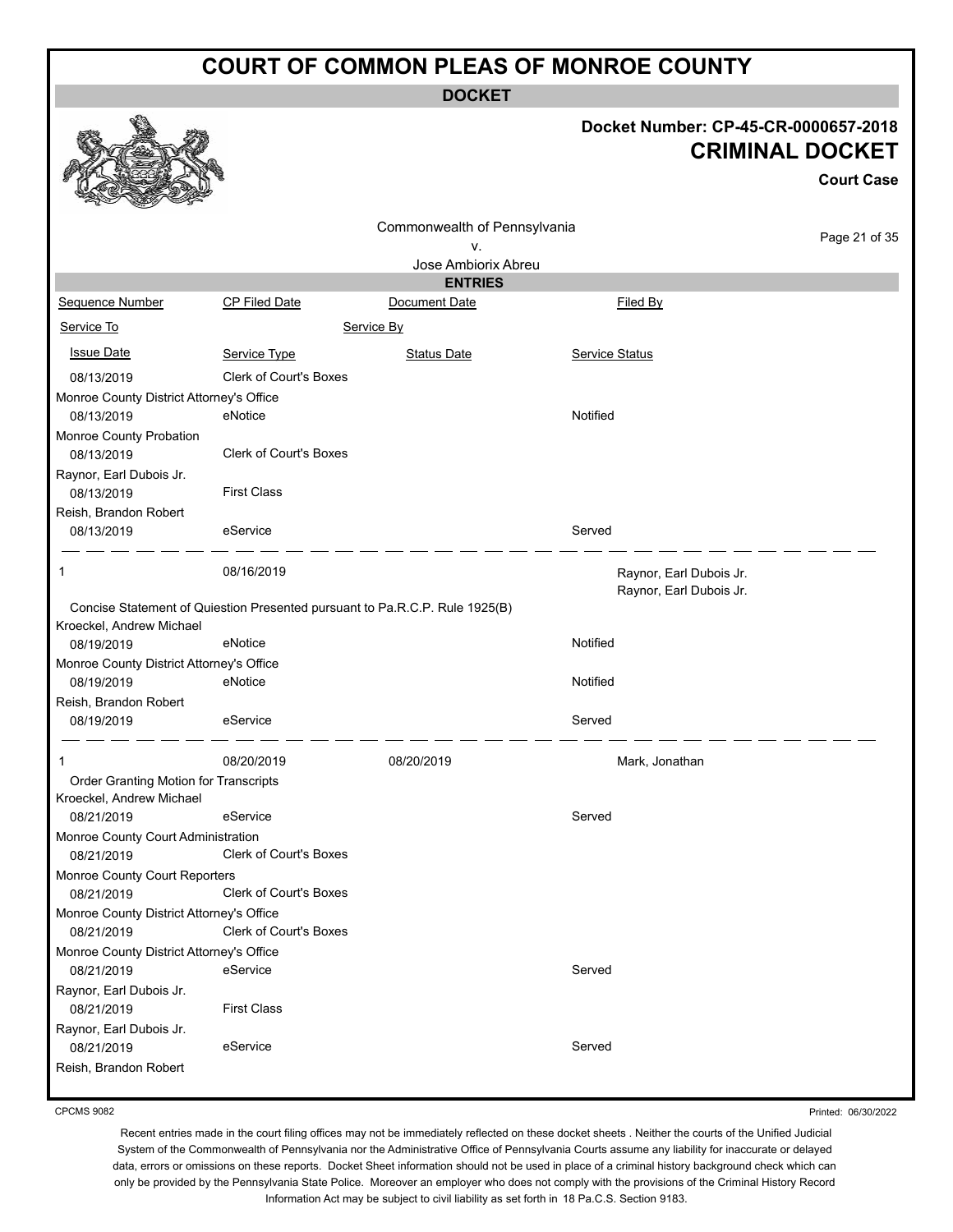# COURT OF COMMON PLEAS OF MONROE COUNTY

**DOCKET**

**Docket Number: CP-45-CR-0000657-2018**

**CRIMINAL DOCKET**

**Court Case**

Commonwealth of Pennsylvania
v.
Jose Ambiorix Abreu

**ENTRIES**

| Sequence Number | CP Filed Date | Document Date | Filed By |
|---|---|---|---|
| Service To | Service By | | |
| Issue Date | Service Type | Status Date | Service Status |
| 08/13/2019 | Clerk of Court's Boxes | | |
| Monroe County District Attorney's Office | | | |
| 08/13/2019 | eNotice | | Notified |
| Monroe County Probation | | | |
| 08/13/2019 | Clerk of Court's Boxes | | |
| Raynor, Earl Dubois Jr. | | | |
| 08/13/2019 | First Class | | |
| Reish, Brandon Robert | | | |
| 08/13/2019 | eService | | Served |
| 1 | 08/16/2019 | | Raynor, Earl Dubois Jr. <br> Raynor, Earl Dubois Jr. |
| Concise Statement of Quiestion Presented pursuant to Pa.R.C.P. Rule 1925(B) | | | |
| Kroeckel, Andrew Michael | | | |
| 08/19/2019 | eNotice | | Notified |
| Monroe County District Attorney's Office | | | |
| 08/19/2019 | eNotice | | Notified |
| Reish, Brandon Robert | | | |
| 08/19/2019 | eService | | Served |
| 1 | 08/20/2019 | 08/20/2019 | Mark, Jonathan |
| Order Granting Motion for Transcripts | | | |
| Kroeckel, Andrew Michael | | | |
| 08/21/2019 | eService | | Served |
| Monroe County Court Administration | | | |
| 08/21/2019 | Clerk of Court's Boxes | | |
| Monroe County Court Reporters | | | |
| 08/21/2019 | Clerk of Court's Boxes | | |
| Monroe County District Attorney's Office | | | |
| 08/21/2019 | Clerk of Court's Boxes | | |
| Monroe County District Attorney's Office | | | |
| 08/21/2019 | eService | | Served |
| Raynor, Earl Dubois Jr. | | | |
| 08/21/2019 | First Class | | |
| Raynor, Earl Dubois Jr. | | | |
| 08/21/2019 | eService | | Served |
| Reish, Brandon Robert | | | |

CPCMS 9082

Printed: 06/30/2022

Recent entries made in the court filing offices may not be immediately reflected on these docket sheets . Neither the courts of the Unified Judicial System of the Commonwealth of Pennsylvania nor the Administrative Office of Pennsylvania Courts assume any liability for inaccurate or delayed data, errors or omissions on these reports. Docket Sheet information should not be used in place of a criminal history background check which can only be provided by the Pennsylvania State Police. Moreover an employer who does not comply with the provisions of the Criminal History Record Information Act may be subject to civil liability as set forth in 18 Pa.C.S. Section 9183.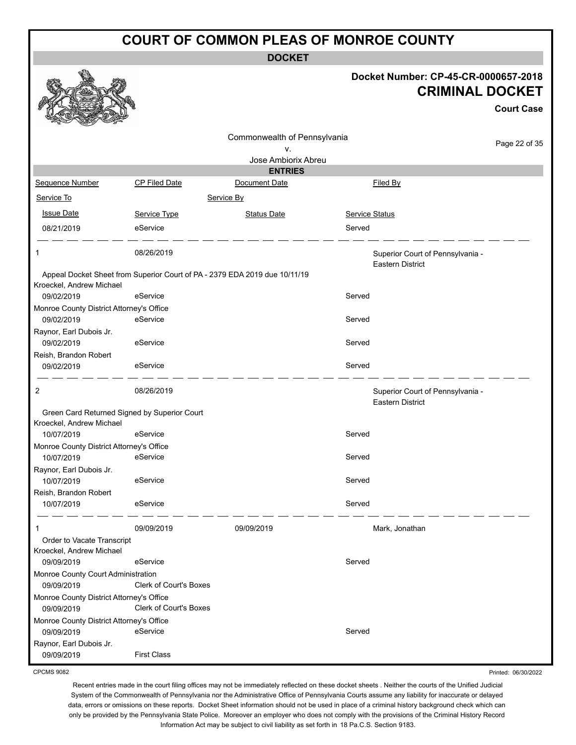# COURT OF COMMON PLEAS OF MONROE COUNTY

**DOCKET**

**Docket Number: CP-45-CR-0000657-2018**

**CRIMINAL DOCKET**

**Court Case**

Commonwealth of Pennsylvania
v.
Jose Ambiorix Abreu

**ENTRIES**

| Sequence Number | CP Filed Date | Document Date | Filed By |
|---|---|---|---|
| Service To | | Service By | |
| Issue Date | Service Type | Status Date | Service Status |
| 08/21/2019 | eService | | Served |
| 1 | 08/26/2019 | | Superior Court of Pennsylvania - Eastern District |
| Appeal Docket Sheet from Superior Court of PA - 2379 EDA 2019 due 10/11/19 | | | |
| Kroeckel, Andrew Michael | | | |
| 09/02/2019 | eService | | Served |
| Monroe County District Attorney's Office | | | |
| 09/02/2019 | eService | | Served |
| Raynor, Earl Dubois Jr. | | | |
| 09/02/2019 | eService | | Served |
| Reish, Brandon Robert | | | |
| 09/02/2019 | eService | | Served |
| 2 | 08/26/2019 | | Superior Court of Pennsylvania - Eastern District |
| Green Card Returned Signed by Superior Court | | | |
| Kroeckel, Andrew Michael | | | |
| 10/07/2019 | eService | | Served |
| Monroe County District Attorney's Office | | | |
| 10/07/2019 | eService | | Served |
| Raynor, Earl Dubois Jr. | | | |
| 10/07/2019 | eService | | Served |
| Reish, Brandon Robert | | | |
| 10/07/2019 | eService | | Served |
| 1 | 09/09/2019 | 09/09/2019 | Mark, Jonathan |
| Order to Vacate Transcript | | | |
| Kroeckel, Andrew Michael | | | |
| 09/09/2019 | eService | | Served |
| Monroe County Court Administration | | | |
| 09/09/2019 | Clerk of Court's Boxes | | |
| Monroe County District Attorney's Office | | | |
| 09/09/2019 | Clerk of Court's Boxes | | |
| Monroe County District Attorney's Office | | | |
| 09/09/2019 | eService | | Served |
| Raynor, Earl Dubois Jr. | | | |
| 09/09/2019 | First Class | | |

CPCMS 9082

Printed: 06/30/2022

Recent entries made in the court filing offices may not be immediately reflected on these docket sheets . Neither the courts of the Unified Judicial System of the Commonwealth of Pennsylvania nor the Administrative Office of Pennsylvania Courts assume any liability for inaccurate or delayed data, errors or omissions on these reports. Docket Sheet information should not be used in place of a criminal history background check which can only be provided by the Pennsylvania State Police. Moreover an employer who does not comply with the provisions of the Criminal History Record Information Act may be subject to civil liability as set forth in 18 Pa.C.S. Section 9183.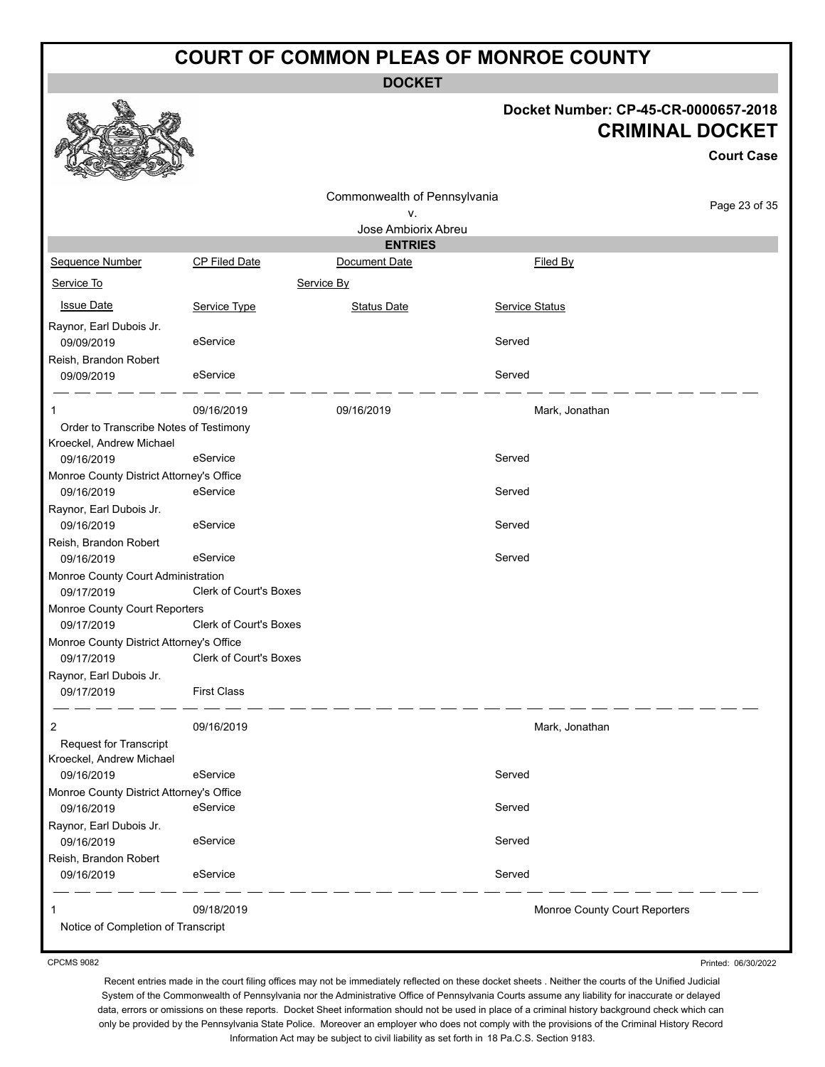# COURT OF COMMON PLEAS OF MONROE COUNTY

**DOCKET**

**Docket Number: CP-45-CR-0000657-2018**
**CRIMINAL DOCKET**
**Court Case**

Commonwealth of Pennsylvania
v.
Jose Ambiorix Abreu

**ENTRIES**

| Sequence Number | CP Filed Date | Document Date | Filed By |
|---|---|---|---|
| Service To | | Service By | |
| Issue Date | Service Type | Status Date | Service Status |
| Raynor, Earl Dubois Jr. | | | |
| 09/09/2019 | eService | | Served |
| Reish, Brandon Robert | | | |
| 09/09/2019 | eService | | Served |
| 1 | 09/16/2019 | 09/16/2019 | Mark, Jonathan |
| Order to Transcribe Notes of Testimony | | | |
| Kroeckel, Andrew Michael | | | |
| 09/16/2019 | eService | | Served |
| Monroe County District Attorney's Office | | | |
| 09/16/2019 | eService | | Served |
| Raynor, Earl Dubois Jr. | | | |
| 09/16/2019 | eService | | Served |
| Reish, Brandon Robert | | | |
| 09/16/2019 | eService | | Served |
| Monroe County Court Administration | | | |
| 09/17/2019 | Clerk of Court's Boxes | | |
| Monroe County Court Reporters | | | |
| 09/17/2019 | Clerk of Court's Boxes | | |
| Monroe County District Attorney's Office | | | |
| 09/17/2019 | Clerk of Court's Boxes | | |
| Raynor, Earl Dubois Jr. | | | |
| 09/17/2019 | First Class | | |
| 2 | 09/16/2019 | | Mark, Jonathan |
| Request for Transcript | | | |
| Kroeckel, Andrew Michael | | | |
| 09/16/2019 | eService | | Served |
| Monroe County District Attorney's Office | | | |
| 09/16/2019 | eService | | Served |
| Raynor, Earl Dubois Jr. | | | |
| 09/16/2019 | eService | | Served |
| Reish, Brandon Robert | | | |
| 09/16/2019 | eService | | Served |
| 1 | 09/18/2019 | | Monroe County Court Reporters |
| Notice of Completion of Transcript | | | |

CPCMS 9082

Printed: 06/30/2022

Recent entries made in the court filing offices may not be immediately reflected on these docket sheets . Neither the courts of the Unified Judicial System of the Commonwealth of Pennsylvania nor the Administrative Office of Pennsylvania Courts assume any liability for inaccurate or delayed data, errors or omissions on these reports. Docket Sheet information should not be used in place of a criminal history background check which can only be provided by the Pennsylvania State Police. Moreover an employer who does not comply with the provisions of the Criminal History Record Information Act may be subject to civil liability as set forth in 18 Pa.C.S. Section 9183.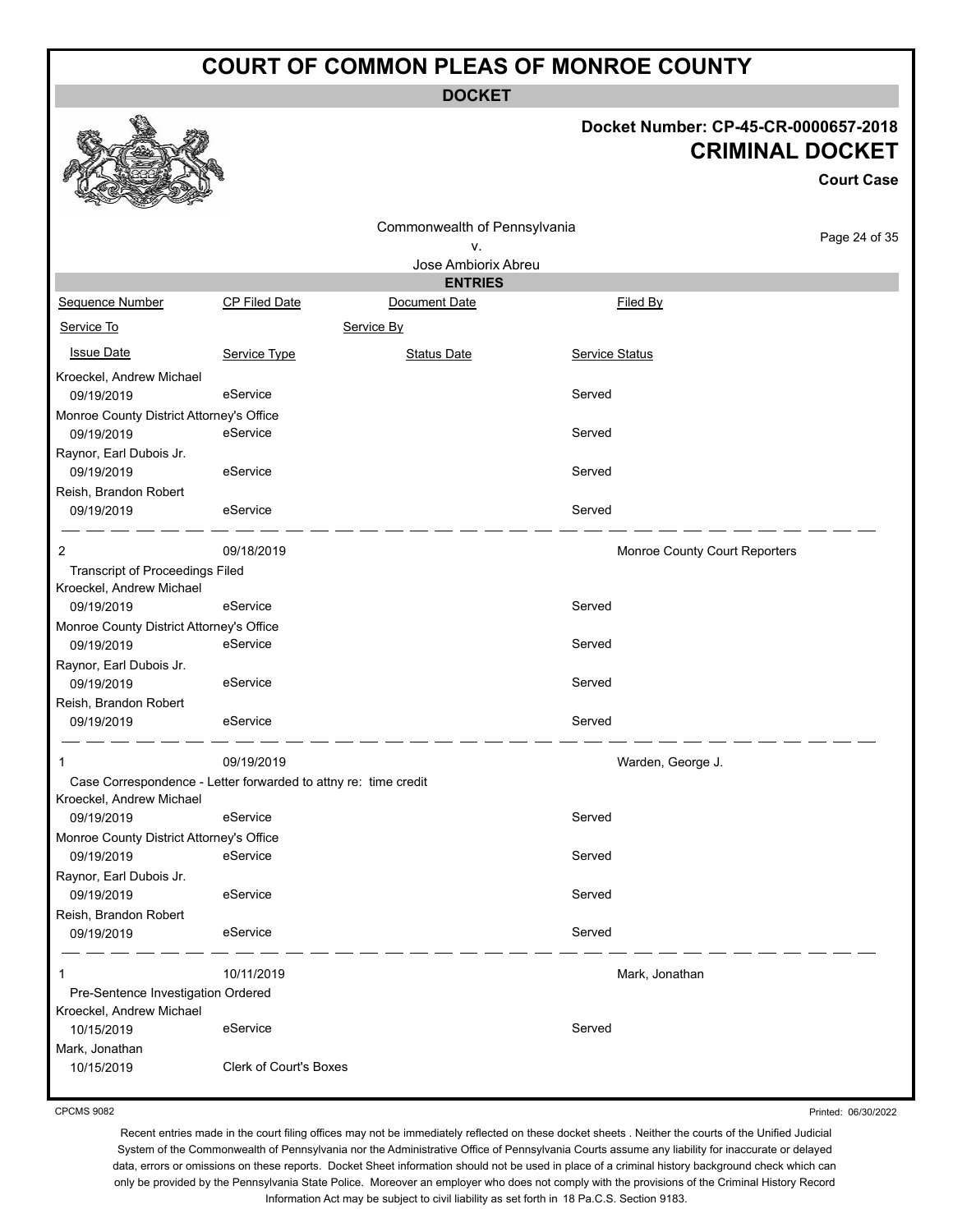# COURT OF COMMON PLEAS OF MONROE COUNTY

**DOCKET**

**Docket Number: CP-45-CR-0000657-2018**

**CRIMINAL DOCKET**

**Court Case**

Commonwealth of Pennsylvania
v.
Jose Ambiorix Abreu

**ENTRIES**

| Sequence Number | CP Filed Date | Document Date | Filed By |
|---|---|---|---|
| Service To | | Service By | |
| Issue Date | Service Type | Status Date | Service Status |
| Kroeckel, Andrew Michael | | | |
| 09/19/2019 | eService | | Served |
| Monroe County District Attorney's Office | | | |
| 09/19/2019 | eService | | Served |
| Raynor, Earl Dubois Jr. | | | |
| 09/19/2019 | eService | | Served |
| Reish, Brandon Robert | | | |
| 09/19/2019 | eService | | Served |
| 2 | 09/18/2019 | | Monroe County Court Reporters |
| Transcript of Proceedings Filed | | | |
| Kroeckel, Andrew Michael | | | |
| 09/19/2019 | eService | | Served |
| Monroe County District Attorney's Office | | | |
| 09/19/2019 | eService | | Served |
| Raynor, Earl Dubois Jr. | | | |
| 09/19/2019 | eService | | Served |
| Reish, Brandon Robert | | | |
| 09/19/2019 | eService | | Served |
| 1 | 09/19/2019 | | Warden, George J. |
| Case Correspondence - Letter forwarded to attny re: time credit | | | |
| Kroeckel, Andrew Michael | | | |
| 09/19/2019 | eService | | Served |
| Monroe County District Attorney's Office | | | |
| 09/19/2019 | eService | | Served |
| Raynor, Earl Dubois Jr. | | | |
| 09/19/2019 | eService | | Served |
| Reish, Brandon Robert | | | |
| 09/19/2019 | eService | | Served |
| 1 | 10/11/2019 | | Mark, Jonathan |
| Pre-Sentence Investigation Ordered | | | |
| Kroeckel, Andrew Michael | | | |
| 10/15/2019 | eService | | Served |
| Mark, Jonathan | | | |
| 10/15/2019 | Clerk of Court's Boxes | | |

CPCMS 9082

Printed: 06/30/2022

Recent entries made in the court filing offices may not be immediately reflected on these docket sheets . Neither the courts of the Unified Judicial System of the Commonwealth of Pennsylvania nor the Administrative Office of Pennsylvania Courts assume any liability for inaccurate or delayed data, errors or omissions on these reports. Docket Sheet information should not be used in place of a criminal history background check which can only be provided by the Pennsylvania State Police. Moreover an employer who does not comply with the provisions of the Criminal History Record Information Act may be subject to civil liability as set forth in 18 Pa.C.S. Section 9183.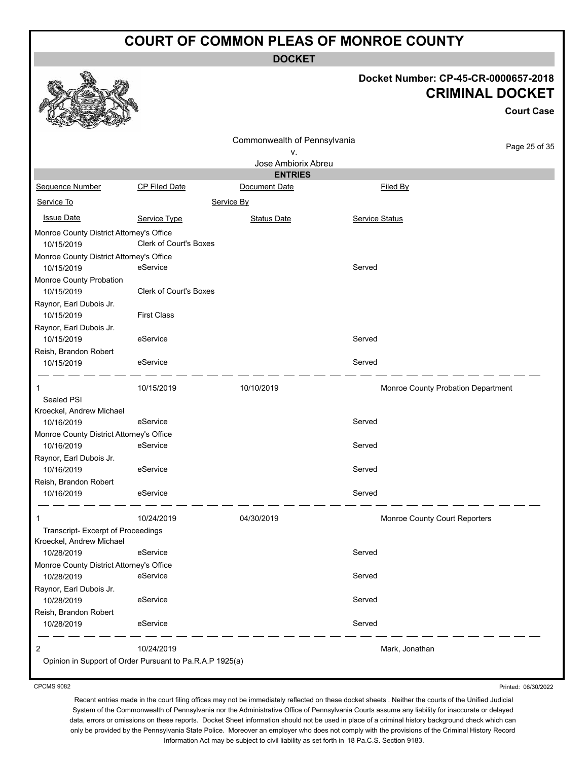# COURT OF COMMON PLEAS OF MONROE COUNTY

**DOCKET**

**Docket Number: CP-45-CR-0000657-2018**

## CRIMINAL DOCKET

**Court Case**

Commonwealth of Pennsylvania
v.
Jose Ambiorix Abreu

**ENTRIES**

| Sequence Number | CP Filed Date | Document Date | Filed By |
|---|---|---|---|
| Service To | | Service By | |
| Issue Date | Service Type | Status Date | Service Status |

| | | | |
|---|---|---|---|
| Monroe County District Attorney's Office | | | |
| 10/15/2019 | Clerk of Court's Boxes | | |
| Monroe County District Attorney's Office | | | |
| 10/15/2019 | eService | | Served |
| Monroe County Probation | | | |
| 10/15/2019 | Clerk of Court's Boxes | | |
| Raynor, Earl Dubois Jr. | | | |
| 10/15/2019 | First Class | | |
| Raynor, Earl Dubois Jr. | | | |
| 10/15/2019 | eService | | Served |
| Reish, Brandon Robert | | | |
| 10/15/2019 | eService | | Served |

| | | | |
|---|---|---|---|
| 1 | 10/15/2019 | 10/10/2019 | Monroe County Probation Department |
| Sealed PSI | | | |
| Kroeckel, Andrew Michael | | | |
| 10/16/2019 | eService | | Served |
| Monroe County District Attorney's Office | | | |
| 10/16/2019 | eService | | Served |
| Raynor, Earl Dubois Jr. | | | |
| 10/16/2019 | eService | | Served |
| Reish, Brandon Robert | | | |
| 10/16/2019 | eService | | Served |

| | | | |
|---|---|---|---|
| 1 | 10/24/2019 | 04/30/2019 | Monroe County Court Reporters |
| Transcript- Excerpt of Proceedings | | | |
| Kroeckel, Andrew Michael | | | |
| 10/28/2019 | eService | | Served |
| Monroe County District Attorney's Office | | | |
| 10/28/2019 | eService | | Served |
| Raynor, Earl Dubois Jr. | | | |
| 10/28/2019 | eService | | Served |
| Reish, Brandon Robert | | | |
| 10/28/2019 | eService | | Served |

| | | | |
|---|---|---|---|
| 2 | 10/24/2019 | | Mark, Jonathan |
| Opinion in Support of Order Pursuant to Pa.R.A.P 1925(a) | | | |

CPCMS 9082

Printed: 06/30/2022

Recent entries made in the court filing offices may not be immediately reflected on these docket sheets . Neither the courts of the Unified Judicial System of the Commonwealth of Pennsylvania nor the Administrative Office of Pennsylvania Courts assume any liability for inaccurate or delayed data, errors or omissions on these reports. Docket Sheet information should not be used in place of a criminal history background check which can only be provided by the Pennsylvania State Police. Moreover an employer who does not comply with the provisions of the Criminal History Record Information Act may be subject to civil liability as set forth in 18 Pa.C.S. Section 9183.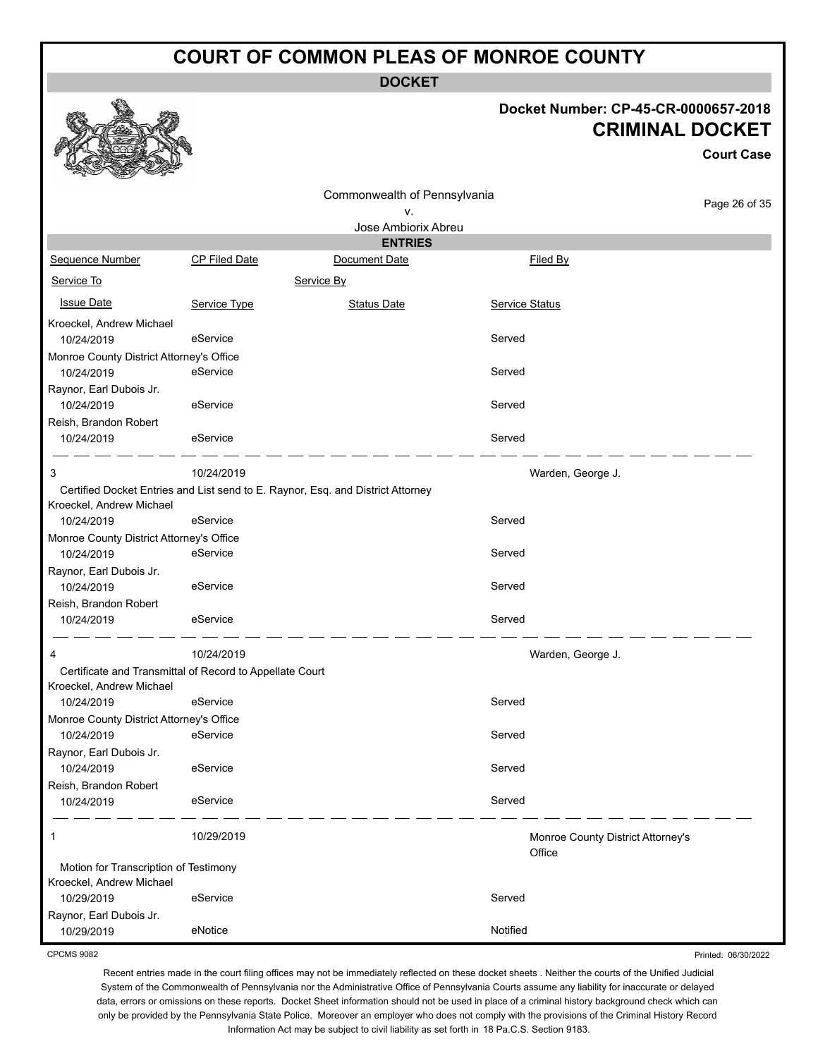# COURT OF COMMON PLEAS OF MONROE COUNTY

## DOCKET

**Docket Number: CP-45-CR-0000657-2018**

**CRIMINAL DOCKET**

**Court Case**

Commonwealth of Pennsylvania
v.
Jose Ambiorix Abreu

### ENTRIES

| Sequence Number | CP Filed Date | Document Date | Filed By |
|---|---|---|---|
| Service To | | Service By | |
| Issue Date | Service Type | Status Date | Service Status |
| Kroeckel, Andrew Michael | | | |
| 10/24/2019 | eService | | Served |
| Monroe County District Attorney's Office | | | |
| 10/24/2019 | eService | | Served |
| Raynor, Earl Dubois Jr. | | | |
| 10/24/2019 | eService | | Served |
| Reish, Brandon Robert | | | |
| 10/24/2019 | eService | | Served |
| 3 | 10/24/2019 | | Warden, George J. |
| Certified Docket Entries and List send to E. Raynor, Esq. and District Attorney | | | |
| Kroeckel, Andrew Michael | | | |
| 10/24/2019 | eService | | Served |
| Monroe County District Attorney's Office | | | |
| 10/24/2019 | eService | | Served |
| Raynor, Earl Dubois Jr. | | | |
| 10/24/2019 | eService | | Served |
| Reish, Brandon Robert | | | |
| 10/24/2019 | eService | | Served |
| 4 | 10/24/2019 | | Warden, George J. |
| Certificate and Transmittal of Record to Appellate Court | | | |
| Kroeckel, Andrew Michael | | | |
| 10/24/2019 | eService | | Served |
| Monroe County District Attorney's Office | | | |
| 10/24/2019 | eService | | Served |
| Raynor, Earl Dubois Jr. | | | |
| 10/24/2019 | eService | | Served |
| Reish, Brandon Robert | | | |
| 10/24/2019 | eService | | Served |
| 1 | 10/29/2019 | | Monroe County District Attorney's Office |
| Motion for Transcription of Testimony | | | |
| Kroeckel, Andrew Michael | | | |
| 10/29/2019 | eService | | Served |
| Raynor, Earl Dubois Jr. | | | |
| 10/29/2019 | eNotice | | Notified |

CPCMS 9082

Printed: 06/30/2022

Recent entries made in the court filing offices may not be immediately reflected on these docket sheets . Neither the courts of the Unified Judicial System of the Commonwealth of Pennsylvania nor the Administrative Office of Pennsylvania Courts assume any liability for inaccurate or delayed data, errors or omissions on these reports. Docket Sheet information should not be used in place of a criminal history background check which can only be provided by the Pennsylvania State Police. Moreover an employer who does not comply with the provisions of the Criminal History Record Information Act may be subject to civil liability as set forth in 18 Pa.C.S. Section 9183.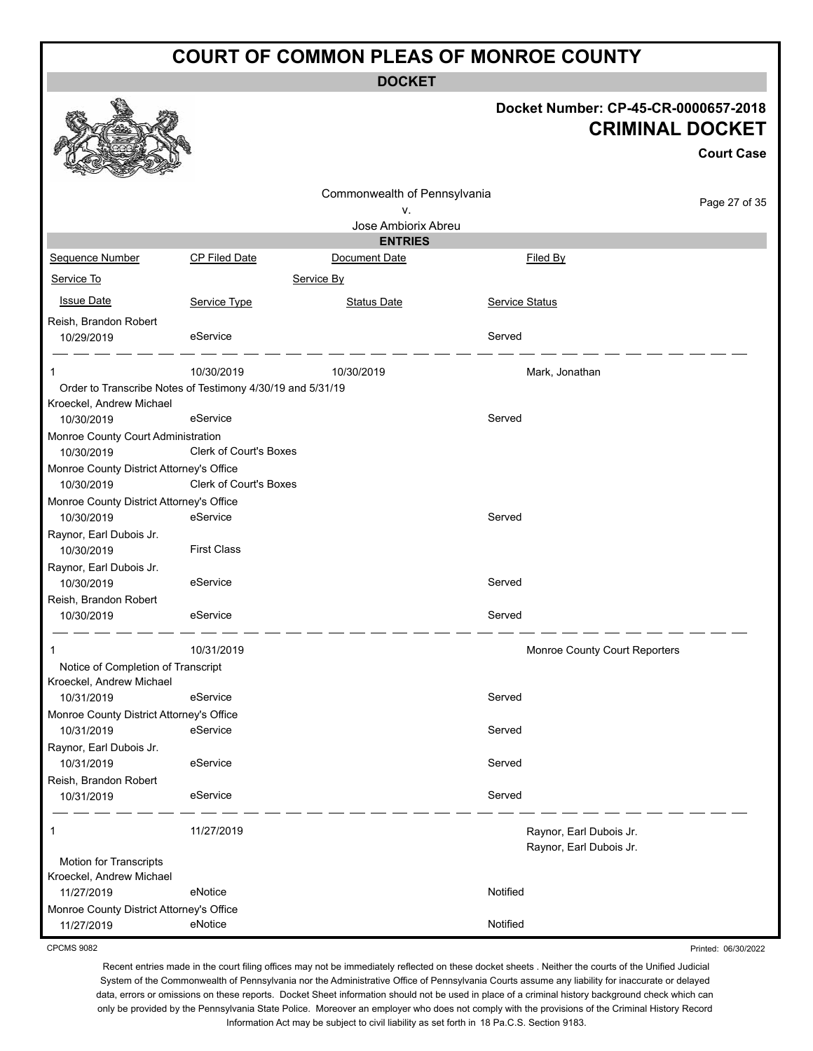# COURT OF COMMON PLEAS OF MONROE COUNTY

**DOCKET**

**Docket Number: CP-45-CR-0000657-2018**

**CRIMINAL DOCKET**

**Court Case**

Commonwealth of Pennsylvania
v.
Jose Ambiorix Abreu

**ENTRIES**

| Sequence Number | CP Filed Date | Document Date | Filed By |
|---|---|---|---|
| Service To | | Service By | |
| Issue Date | Service Type | Status Date | Service Status |
| Reish, Brandon Robert | | | |
| 10/29/2019 | eService | | Served |
| 1 | 10/30/2019 | 10/30/2019 | Mark, Jonathan |
| Order to Transcribe Notes of Testimony 4/30/19 and 5/31/19 | | | |
| Kroeckel, Andrew Michael | | | |
| 10/30/2019 | eService | | Served |
| Monroe County Court Administration | | | |
| 10/30/2019 | Clerk of Court's Boxes | | |
| Monroe County District Attorney's Office | | | |
| 10/30/2019 | Clerk of Court's Boxes | | |
| Monroe County District Attorney's Office | | | |
| 10/30/2019 | eService | | Served |
| Raynor, Earl Dubois Jr. | | | |
| 10/30/2019 | First Class | | |
| Raynor, Earl Dubois Jr. | | | |
| 10/30/2019 | eService | | Served |
| Reish, Brandon Robert | | | |
| 10/30/2019 | eService | | Served |
| 1 | 10/31/2019 | | Monroe County Court Reporters |
| Notice of Completion of Transcript | | | |
| Kroeckel, Andrew Michael | | | |
| 10/31/2019 | eService | | Served |
| Monroe County District Attorney's Office | | | |
| 10/31/2019 | eService | | Served |
| Raynor, Earl Dubois Jr. | | | |
| 10/31/2019 | eService | | Served |
| Reish, Brandon Robert | | | |
| 10/31/2019 | eService | | Served |
| 1 | 11/27/2019 | | Raynor, Earl Dubois Jr.<br>Raynor, Earl Dubois Jr. |
| Motion for Transcripts | | | |
| Kroeckel, Andrew Michael | | | |
| 11/27/2019 | eNotice | | Notified |
| Monroe County District Attorney's Office | | | |
| 11/27/2019 | eNotice | | Notified |

CPCMS 9082

Printed: 06/30/2022

Recent entries made in the court filing offices may not be immediately reflected on these docket sheets . Neither the courts of the Unified Judicial System of the Commonwealth of Pennsylvania nor the Administrative Office of Pennsylvania Courts assume any liability for inaccurate or delayed data, errors or omissions on these reports. Docket Sheet information should not be used in place of a criminal history background check which can only be provided by the Pennsylvania State Police. Moreover an employer who does not comply with the provisions of the Criminal History Record Information Act may be subject to civil liability as set forth in 18 Pa.C.S. Section 9183.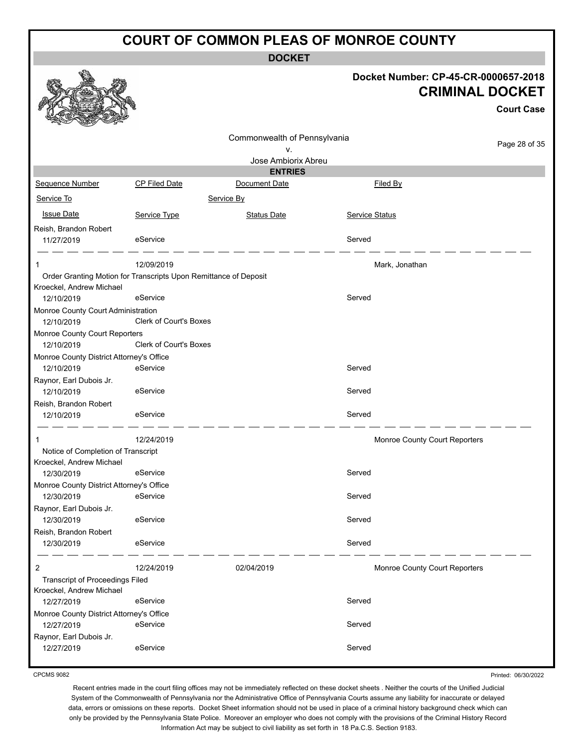# COURT OF COMMON PLEAS OF MONROE COUNTY

**DOCKET**

**Docket Number: CP-45-CR-0000657-2018**

**CRIMINAL DOCKET**

**Court Case**

Commonwealth of Pennsylvania
v.
Jose Ambiorix Abreu

**ENTRIES**

| Sequence Number | CP Filed Date | Document Date | Filed By |
|---|---|---|---|
| Service To | | Service By | |
| Issue Date | Service Type | Status Date | Service Status |
| Reish, Brandon Robert | | | |
| 11/27/2019 | eService | | Served |
| 1 | 12/09/2019 | | Mark, Jonathan |
| Order Granting Motion for Transcripts Upon Remittance of Deposit | | | |
| Kroeckel, Andrew Michael | | | |
| 12/10/2019 | eService | | Served |
| Monroe County Court Administration | | | |
| 12/10/2019 | Clerk of Court's Boxes | | |
| Monroe County Court Reporters | | | |
| 12/10/2019 | Clerk of Court's Boxes | | |
| Monroe County District Attorney's Office | | | |
| 12/10/2019 | eService | | Served |
| Raynor, Earl Dubois Jr. | | | |
| 12/10/2019 | eService | | Served |
| Reish, Brandon Robert | | | |
| 12/10/2019 | eService | | Served |
| 1 | 12/24/2019 | | Monroe County Court Reporters |
| Notice of Completion of Transcript | | | |
| Kroeckel, Andrew Michael | | | |
| 12/30/2019 | eService | | Served |
| Monroe County District Attorney's Office | | | |
| 12/30/2019 | eService | | Served |
| Raynor, Earl Dubois Jr. | | | |
| 12/30/2019 | eService | | Served |
| Reish, Brandon Robert | | | |
| 12/30/2019 | eService | | Served |
| 2 | 12/24/2019 | 02/04/2019 | Monroe County Court Reporters |
| Transcript of Proceedings Filed | | | |
| Kroeckel, Andrew Michael | | | |
| 12/27/2019 | eService | | Served |
| Monroe County District Attorney's Office | | | |
| 12/27/2019 | eService | | Served |
| Raynor, Earl Dubois Jr. | | | |
| 12/27/2019 | eService | | Served |

CPCMS 9082

Printed: 06/30/2022

Recent entries made in the court filing offices may not be immediately reflected on these docket sheets . Neither the courts of the Unified Judicial System of the Commonwealth of Pennsylvania nor the Administrative Office of Pennsylvania Courts assume any liability for inaccurate or delayed data, errors or omissions on these reports. Docket Sheet information should not be used in place of a criminal history background check which can only be provided by the Pennsylvania State Police. Moreover an employer who does not comply with the provisions of the Criminal History Record Information Act may be subject to civil liability as set forth in 18 Pa.C.S. Section 9183.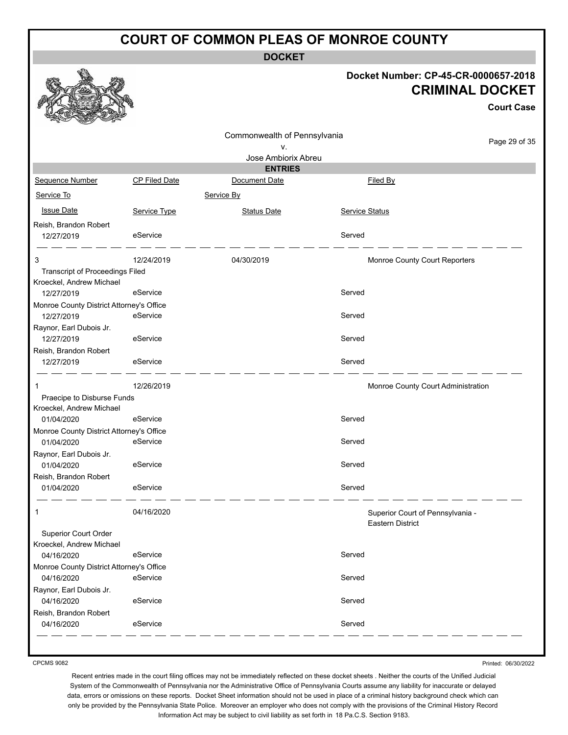# COURT OF COMMON PLEAS OF MONROE COUNTY

## DOCKET

**Docket Number: CP-45-CR-0000657-2018**

**CRIMINAL DOCKET**

**Court Case**

Commonwealth of Pennsylvania
v.
Jose Ambiorix Abreu

### ENTRIES

| Sequence Number | CP Filed Date | Document Date | | Filed By |
|---|---|---|---|---|
| Service To | | Service By | | |
| Issue Date | Service Type | Status Date | Service Status | |
| Reish, Brandon Robert | | | | |
| 12/27/2019 | eService | | Served | |
| 3 | 12/24/2019 | 04/30/2019 | | Monroe County Court Reporters |
| Transcript of Proceedings Filed | | | | |
| Kroeckel, Andrew Michael | | | | |
| 12/27/2019 | eService | | Served | |
| Monroe County District Attorney's Office | | | | |
| 12/27/2019 | eService | | Served | |
| Raynor, Earl Dubois Jr. | | | | |
| 12/27/2019 | eService | | Served | |
| Reish, Brandon Robert | | | | |
| 12/27/2019 | eService | | Served | |
| 1 | 12/26/2019 | | | Monroe County Court Administration |
| Praecipe to Disburse Funds | | | | |
| Kroeckel, Andrew Michael | | | | |
| 01/04/2020 | eService | | Served | |
| Monroe County District Attorney's Office | | | | |
| 01/04/2020 | eService | | Served | |
| Raynor, Earl Dubois Jr. | | | | |
| 01/04/2020 | eService | | Served | |
| Reish, Brandon Robert | | | | |
| 01/04/2020 | eService | | Served | |
| 1 | 04/16/2020 | | | Superior Court of Pennsylvania - Eastern District |
| Superior Court Order | | | | |
| Kroeckel, Andrew Michael | | | | |
| 04/16/2020 | eService | | Served | |
| Monroe County District Attorney's Office | | | | |
| 04/16/2020 | eService | | Served | |
| Raynor, Earl Dubois Jr. | | | | |
| 04/16/2020 | eService | | Served | |
| Reish, Brandon Robert | | | | |
| 04/16/2020 | eService | | Served | |

CPCMS 9082

Printed: 06/30/2022

Recent entries made in the court filing offices may not be immediately reflected on these docket sheets . Neither the courts of the Unified Judicial System of the Commonwealth of Pennsylvania nor the Administrative Office of Pennsylvania Courts assume any liability for inaccurate or delayed data, errors or omissions on these reports. Docket Sheet information should not be used in place of a criminal history background check which can only be provided by the Pennsylvania State Police. Moreover an employer who does not comply with the provisions of the Criminal History Record Information Act may be subject to civil liability as set forth in 18 Pa.C.S. Section 9183.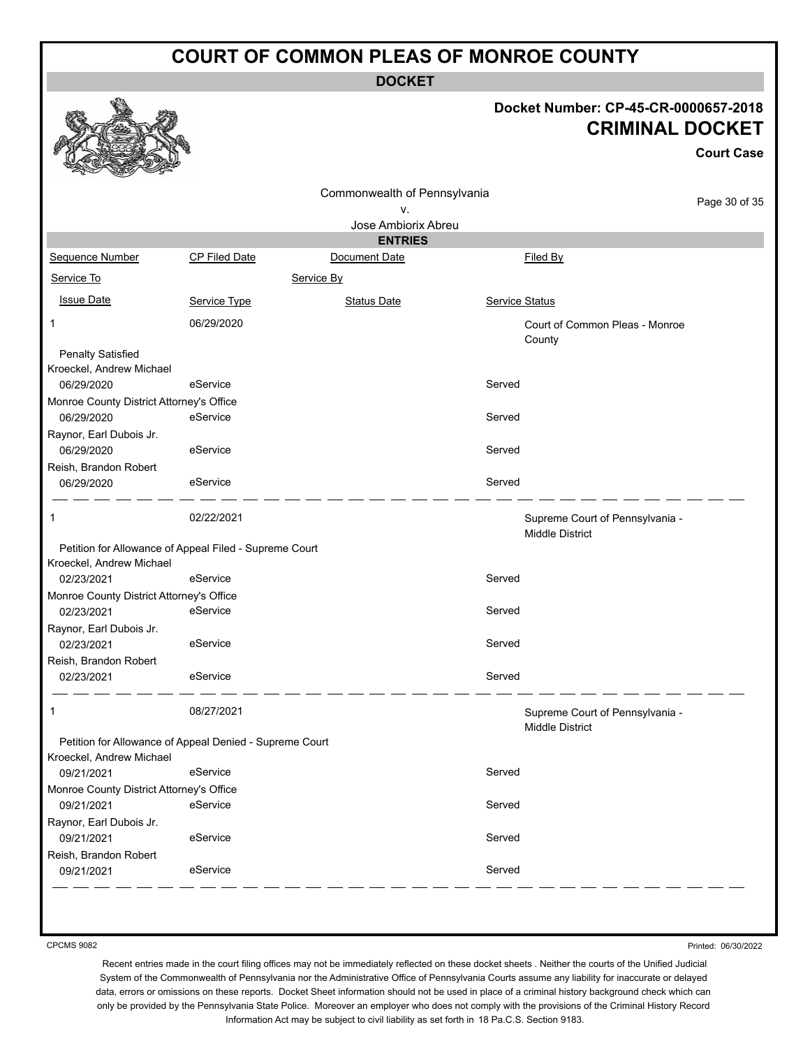# COURT OF COMMON PLEAS OF MONROE COUNTY

**DOCKET**

**Docket Number: CP-45-CR-0000657-2018**

**CRIMINAL DOCKET**

**Court Case**

Commonwealth of Pennsylvania
v.
Jose Ambiorix Abreu

**ENTRIES**

| Sequence Number | CP Filed Date | Document Date | | Filed By |
|---|---|---|---|---|
| Service To | | Service By | | |
| Issue Date | Service Type | Status Date | Service Status | |
| 1 | 06/29/2020 | | | Court of Common Pleas - Monroe County |
| Penalty Satisfied | | | | |
| Kroeckel, Andrew Michael | | | | |
| 06/29/2020 | eService | | Served | |
| Monroe County District Attorney's Office | | | | |
| 06/29/2020 | eService | | Served | |
| Raynor, Earl Dubois Jr. | | | | |
| 06/29/2020 | eService | | Served | |
| Reish, Brandon Robert | | | | |
| 06/29/2020 | eService | | Served | |
| 1 | 02/22/2021 | | | Supreme Court of Pennsylvania - Middle District |
| Petition for Allowance of Appeal Filed - Supreme Court | | | | |
| Kroeckel, Andrew Michael | | | | |
| 02/23/2021 | eService | | Served | |
| Monroe County District Attorney's Office | | | | |
| 02/23/2021 | eService | | Served | |
| Raynor, Earl Dubois Jr. | | | | |
| 02/23/2021 | eService | | Served | |
| Reish, Brandon Robert | | | | |
| 02/23/2021 | eService | | Served | |
| 1 | 08/27/2021 | | | Supreme Court of Pennsylvania - Middle District |
| Petition for Allowance of Appeal Denied - Supreme Court | | | | |
| Kroeckel, Andrew Michael | | | | |
| 09/21/2021 | eService | | Served | |
| Monroe County District Attorney's Office | | | | |
| 09/21/2021 | eService | | Served | |
| Raynor, Earl Dubois Jr. | | | | |
| 09/21/2021 | eService | | Served | |
| Reish, Brandon Robert | | | | |
| 09/21/2021 | eService | | Served | |

CPCMS 9082

Printed: 06/30/2022

Recent entries made in the court filing offices may not be immediately reflected on these docket sheets . Neither the courts of the Unified Judicial System of the Commonwealth of Pennsylvania nor the Administrative Office of Pennsylvania Courts assume any liability for inaccurate or delayed data, errors or omissions on these reports. Docket Sheet information should not be used in place of a criminal history background check which can only be provided by the Pennsylvania State Police. Moreover an employer who does not comply with the provisions of the Criminal History Record Information Act may be subject to civil liability as set forth in 18 Pa.C.S. Section 9183.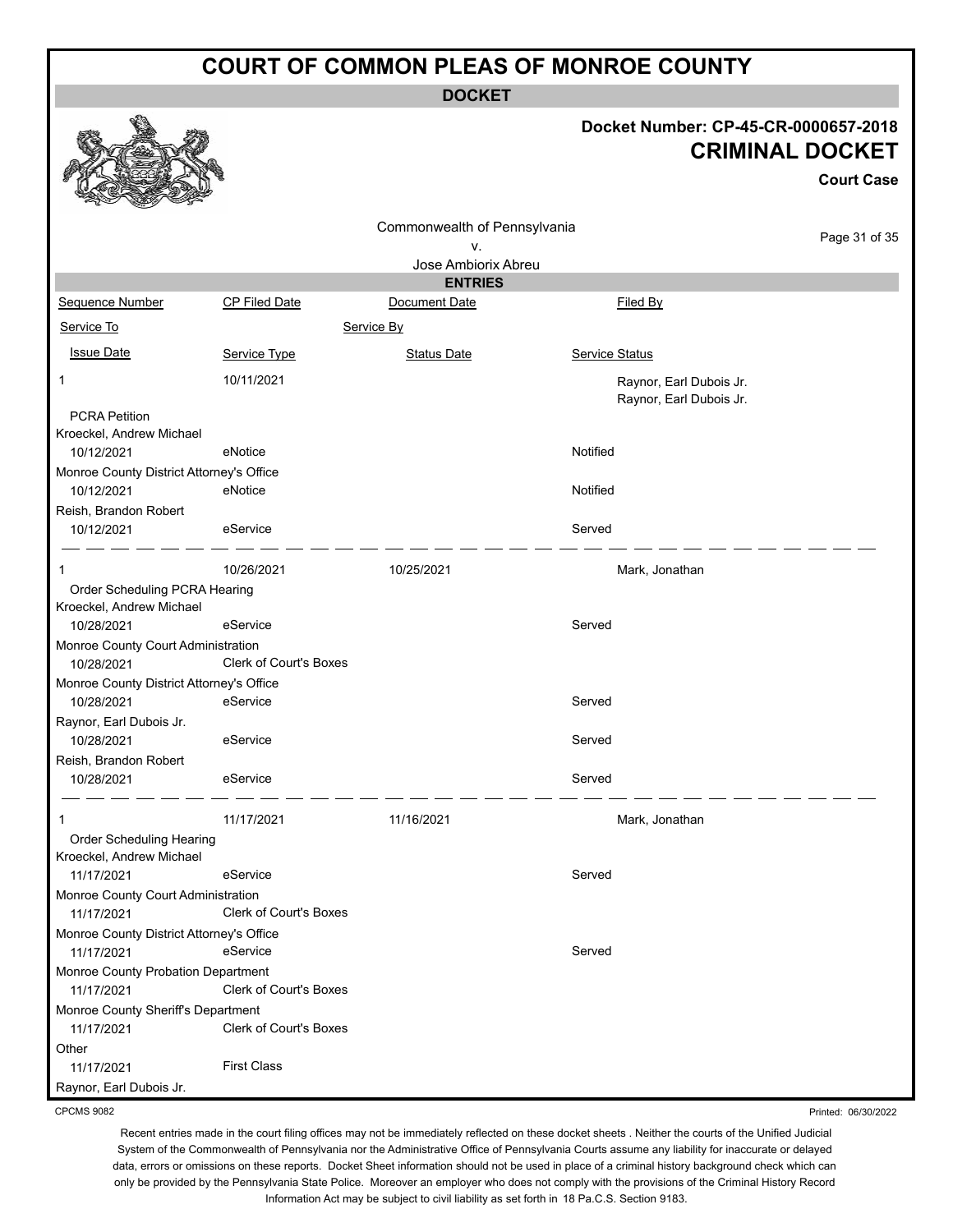# COURT OF COMMON PLEAS OF MONROE COUNTY

## DOCKET

**Docket Number: CP-45-CR-0000657-2018**

**CRIMINAL DOCKET**

**Court Case**

Commonwealth of Pennsylvania
v.
Jose Ambiorix Abreu

### ENTRIES

| Sequence Number | CP Filed Date | Document Date | Filed By |
|---|---|---|---|
| Service To | | Service By | |
| Issue Date | Service Type | Status Date | Service Status |
| 1 | 10/11/2021 | | Raynor, Earl Dubois Jr. |
| | | | Raynor, Earl Dubois Jr. |
| PCRA Petition | | | |
| Kroeckel, Andrew Michael | | | |
| 10/12/2021 | eNotice | | Notified |
| Monroe County District Attorney's Office | | | |
| 10/12/2021 | eNotice | | Notified |
| Reish, Brandon Robert | | | |
| 10/12/2021 | eService | | Served |
| 1 | 10/26/2021 | 10/25/2021 | Mark, Jonathan |
| Order Scheduling PCRA Hearing | | | |
| Kroeckel, Andrew Michael | | | |
| 10/28/2021 | eService | | Served |
| Monroe County Court Administration | | | |
| 10/28/2021 | Clerk of Court's Boxes | | |
| Monroe County District Attorney's Office | | | |
| 10/28/2021 | eService | | Served |
| Raynor, Earl Dubois Jr. | | | |
| 10/28/2021 | eService | | Served |
| Reish, Brandon Robert | | | |
| 10/28/2021 | eService | | Served |
| 1 | 11/17/2021 | 11/16/2021 | Mark, Jonathan |
| Order Scheduling Hearing | | | |
| Kroeckel, Andrew Michael | | | |
| 11/17/2021 | eService | | Served |
| Monroe County Court Administration | | | |
| 11/17/2021 | Clerk of Court's Boxes | | |
| Monroe County District Attorney's Office | | | |
| 11/17/2021 | eService | | Served |
| Monroe County Probation Department | | | |
| 11/17/2021 | Clerk of Court's Boxes | | |
| Monroe County Sheriff's Department | | | |
| 11/17/2021 | Clerk of Court's Boxes | | |
| Other | | | |
| 11/17/2021 | First Class | | |
| Raynor, Earl Dubois Jr. | | | |

CPCMS 9082

Printed: 06/30/2022

Recent entries made in the court filing offices may not be immediately reflected on these docket sheets . Neither the courts of the Unified Judicial System of the Commonwealth of Pennsylvania nor the Administrative Office of Pennsylvania Courts assume any liability for inaccurate or delayed data, errors or omissions on these reports. Docket Sheet information should not be used in place of a criminal history background check which can only be provided by the Pennsylvania State Police. Moreover an employer who does not comply with the provisions of the Criminal History Record Information Act may be subject to civil liability as set forth in 18 Pa.C.S. Section 9183.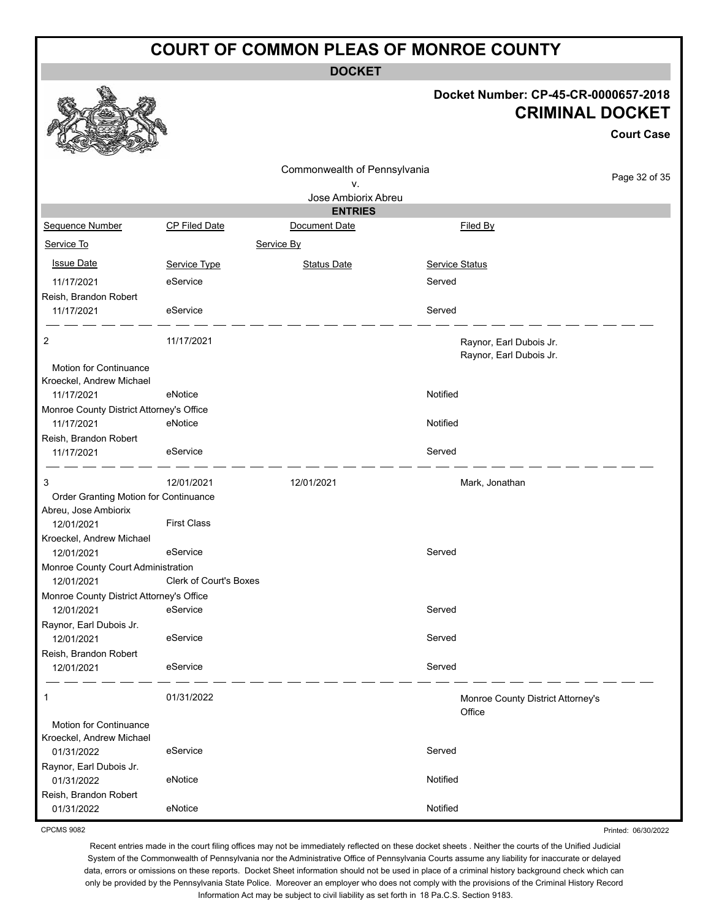# COURT OF COMMON PLEAS OF MONROE COUNTY

## DOCKET

**Docket Number: CP-45-CR-0000657-2018**

**CRIMINAL DOCKET**

**Court Case**

Commonwealth of Pennsylvania
v.
Jose Ambiorix Abreu

### ENTRIES

| Sequence Number | CP Filed Date | Document Date | Filed By |
|---|---|---|---|
| Service To | | Service By | |
| Issue Date | Service Type | Status Date | Service Status |
| 11/17/2021 | eService | | Served |
| Reish, Brandon Robert | | | |
| 11/17/2021 | eService | | Served |
| 2 | 11/17/2021 | | Raynor, Earl Dubois Jr. Raynor, Earl Dubois Jr. |
| Motion for Continuance | | | |
| Kroeckel, Andrew Michael | | | |
| 11/17/2021 | eNotice | | Notified |
| Monroe County District Attorney's Office | | | |
| 11/17/2021 | eNotice | | Notified |
| Reish, Brandon Robert | | | |
| 11/17/2021 | eService | | Served |
| 3 | 12/01/2021 | 12/01/2021 | Mark, Jonathan |
| Order Granting Motion for Continuance | | | |
| Abreu, Jose Ambiorix | | | |
| 12/01/2021 | First Class | | |
| Kroeckel, Andrew Michael | | | |
| 12/01/2021 | eService | | Served |
| Monroe County Court Administration | | | |
| 12/01/2021 | Clerk of Court's Boxes | | |
| Monroe County District Attorney's Office | | | |
| 12/01/2021 | eService | | Served |
| Raynor, Earl Dubois Jr. | | | |
| 12/01/2021 | eService | | Served |
| Reish, Brandon Robert | | | |
| 12/01/2021 | eService | | Served |
| 1 | 01/31/2022 | | Monroe County District Attorney's Office |
| Motion for Continuance | | | |
| Kroeckel, Andrew Michael | | | |
| 01/31/2022 | eService | | Served |
| Raynor, Earl Dubois Jr. | | | |
| 01/31/2022 | eNotice | | Notified |
| Reish, Brandon Robert | | | |
| 01/31/2022 | eNotice | | Notified |

CPCMS 9082

Printed: 06/30/2022

Recent entries made in the court filing offices may not be immediately reflected on these docket sheets . Neither the courts of the Unified Judicial System of the Commonwealth of Pennsylvania nor the Administrative Office of Pennsylvania Courts assume any liability for inaccurate or delayed data, errors or omissions on these reports. Docket Sheet information should not be used in place of a criminal history background check which can only be provided by the Pennsylvania State Police. Moreover an employer who does not comply with the provisions of the Criminal History Record Information Act may be subject to civil liability as set forth in 18 Pa.C.S. Section 9183.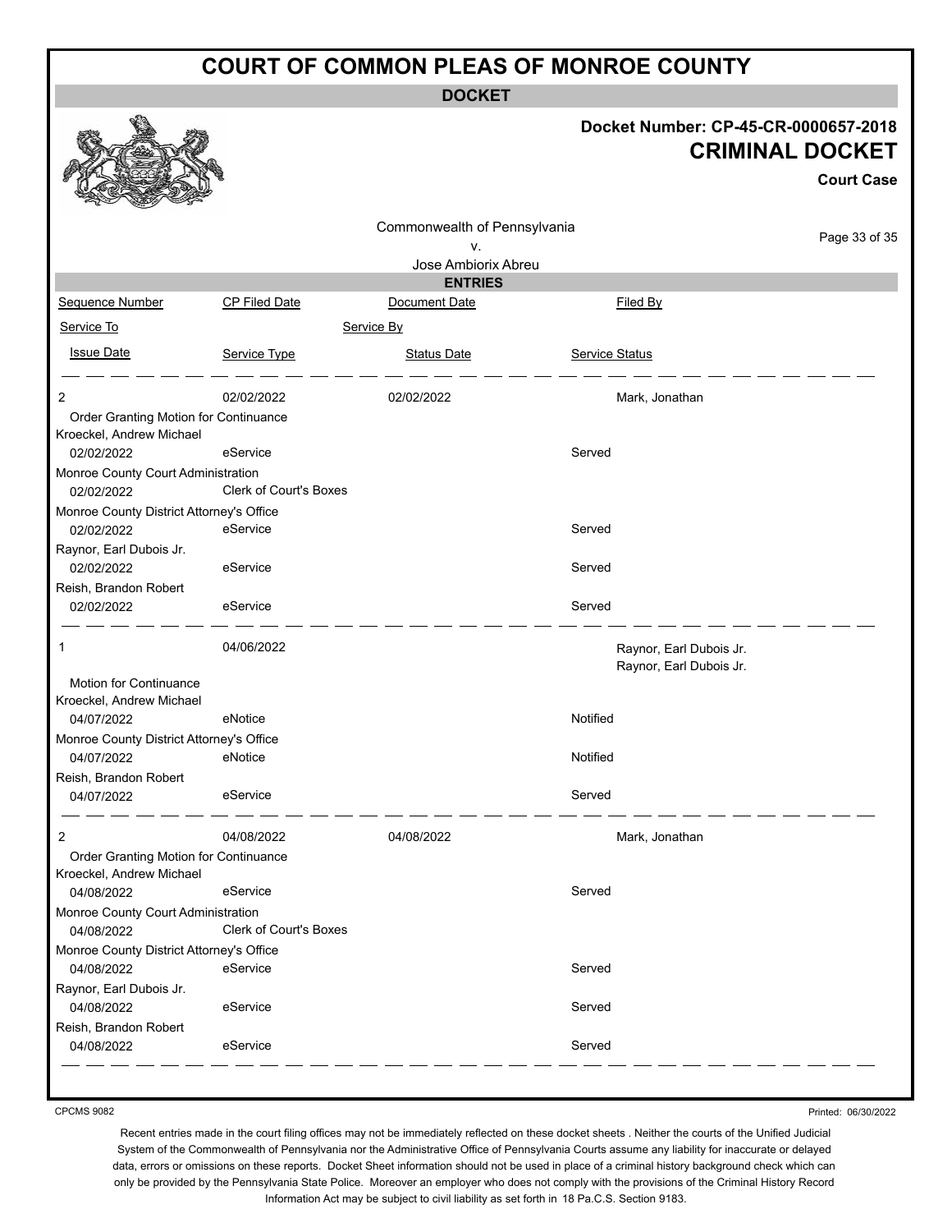# COURT OF COMMON PLEAS OF MONROE COUNTY

**DOCKET**

**Docket Number: CP-45-CR-0000657-2018**

## CRIMINAL DOCKET

**Court Case**

Commonwealth of Pennsylvania
v.
Jose Ambiorix Abreu

**ENTRIES**

| Sequence Number | CP Filed Date | Document Date | Filed By |
|---|---|---|---|
| Service To | | Service By | |
| Issue Date | Service Type | Status Date | Service Status |

| | | | |
|---|---|---|---|
| 2 | 02/02/2022 | 02/02/2022 | Mark, Jonathan |
| Order Granting Motion for Continuance | | | |
| Kroeckel, Andrew Michael | | | |
| 02/02/2022 | eService | | Served |
| Monroe County Court Administration | | | |
| 02/02/2022 | Clerk of Court's Boxes | | |
| Monroe County District Attorney's Office | | | |
| 02/02/2022 | eService | | Served |
| Raynor, Earl Dubois Jr. | | | |
| 02/02/2022 | eService | | Served |
| Reish, Brandon Robert | | | |
| 02/02/2022 | eService | | Served |

| | | | |
|---|---|---|---|
| 1 | 04/06/2022 | | Raynor, Earl Dubois Jr.<br>Raynor, Earl Dubois Jr. |
| Motion for Continuance | | | |
| Kroeckel, Andrew Michael | | | |
| 04/07/2022 | eNotice | | Notified |
| Monroe County District Attorney's Office | | | |
| 04/07/2022 | eNotice | | Notified |
| Reish, Brandon Robert | | | |
| 04/07/2022 | eService | | Served |

| | | | |
|---|---|---|---|
| 2 | 04/08/2022 | 04/08/2022 | Mark, Jonathan |
| Order Granting Motion for Continuance | | | |
| Kroeckel, Andrew Michael | | | |
| 04/08/2022 | eService | | Served |
| Monroe County Court Administration | | | |
| 04/08/2022 | Clerk of Court's Boxes | | |
| Monroe County District Attorney's Office | | | |
| 04/08/2022 | eService | | Served |
| Raynor, Earl Dubois Jr. | | | |
| 04/08/2022 | eService | | Served |
| Reish, Brandon Robert | | | |
| 04/08/2022 | eService | | Served |

CPCMS 9082

Printed: 06/30/2022

Recent entries made in the court filing offices may not be immediately reflected on these docket sheets . Neither the courts of the Unified Judicial System of the Commonwealth of Pennsylvania nor the Administrative Office of Pennsylvania Courts assume any liability for inaccurate or delayed data, errors or omissions on these reports. Docket Sheet information should not be used in place of a criminal history background check which can only be provided by the Pennsylvania State Police. Moreover an employer who does not comply with the provisions of the Criminal History Record Information Act may be subject to civil liability as set forth in 18 Pa.C.S. Section 9183.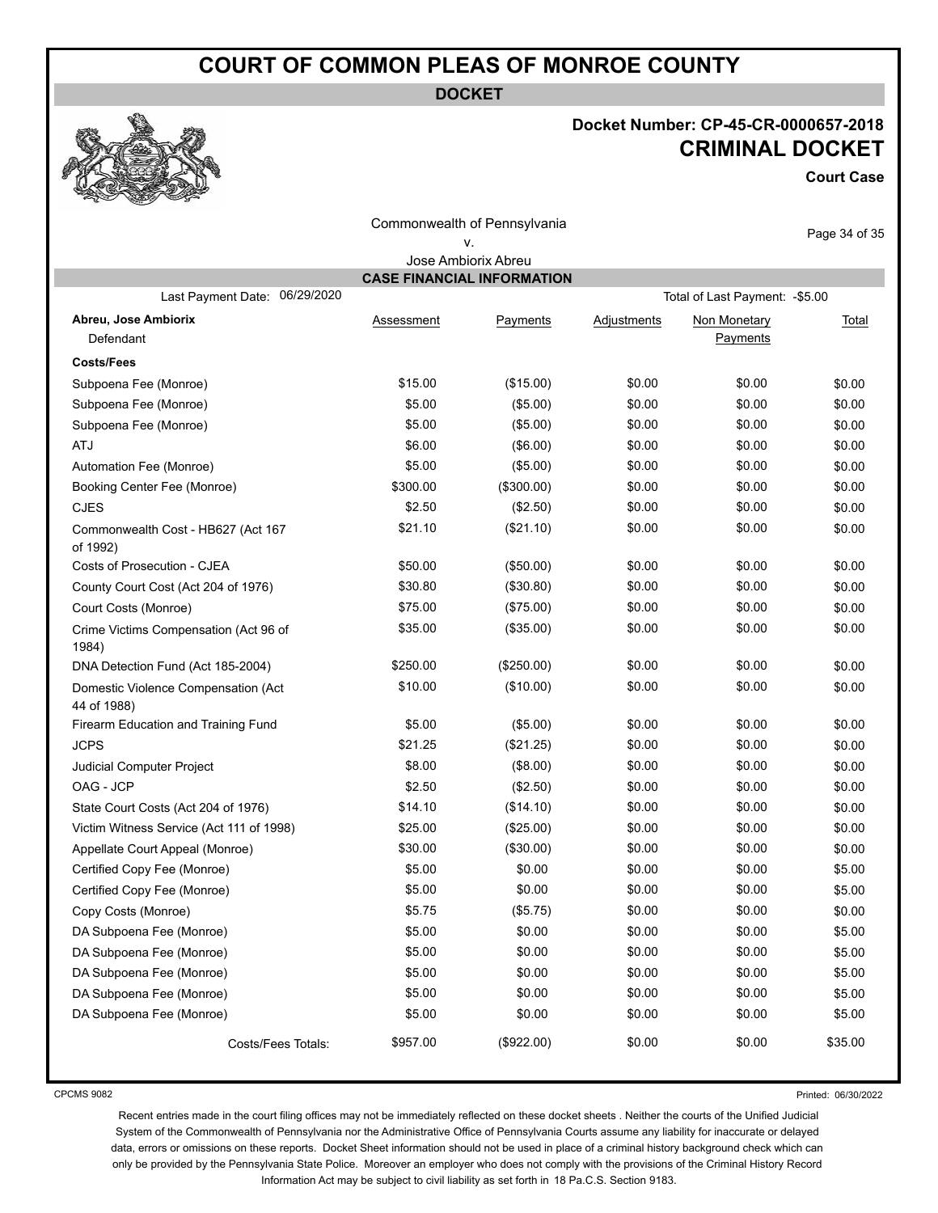# COURT OF COMMON PLEAS OF MONROE COUNTY

**DOCKET**

**Docket Number: CP-45-CR-0000657-2018**

## CRIMINAL DOCKET

**Court Case**

Commonwealth of Pennsylvania
v.
Jose Ambiorix Abreu

### CASE FINANCIAL INFORMATION

Last Payment Date: 06/29/2020

Total of Last Payment: -$5.00

| **Abreu, Jose Ambiorix** Defendant | Assessment | Payments | Adjustments | Non Monetary Payments | Total |
|---|---|---|---|---|---|
| **Costs/Fees** | | | | | |
| Subpoena Fee (Monroe) | $15.00 | ($15.00) | $0.00 | $0.00 | $0.00 |
| Subpoena Fee (Monroe) | $5.00 | ($5.00) | $0.00 | $0.00 | $0.00 |
| Subpoena Fee (Monroe) | $5.00 | ($5.00) | $0.00 | $0.00 | $0.00 |
| ATJ | $6.00 | ($6.00) | $0.00 | $0.00 | $0.00 |
| Automation Fee (Monroe) | $5.00 | ($5.00) | $0.00 | $0.00 | $0.00 |
| Booking Center Fee (Monroe) | $300.00 | ($300.00) | $0.00 | $0.00 | $0.00 |
| CJES | $2.50 | ($2.50) | $0.00 | $0.00 | $0.00 |
| Commonwealth Cost - HB627 (Act 167 of 1992) | $21.10 | ($21.10) | $0.00 | $0.00 | $0.00 |
| Costs of Prosecution - CJEA | $50.00 | ($50.00) | $0.00 | $0.00 | $0.00 |
| County Court Cost (Act 204 of 1976) | $30.80 | ($30.80) | $0.00 | $0.00 | $0.00 |
| Court Costs (Monroe) | $75.00 | ($75.00) | $0.00 | $0.00 | $0.00 |
| Crime Victims Compensation (Act 96 of 1984) | $35.00 | ($35.00) | $0.00 | $0.00 | $0.00 |
| DNA Detection Fund (Act 185-2004) | $250.00 | ($250.00) | $0.00 | $0.00 | $0.00 |
| Domestic Violence Compensation (Act 44 of 1988) | $10.00 | ($10.00) | $0.00 | $0.00 | $0.00 |
| Firearm Education and Training Fund | $5.00 | ($5.00) | $0.00 | $0.00 | $0.00 |
| JCPS | $21.25 | ($21.25) | $0.00 | $0.00 | $0.00 |
| Judicial Computer Project | $8.00 | ($8.00) | $0.00 | $0.00 | $0.00 |
| OAG - JCP | $2.50 | ($2.50) | $0.00 | $0.00 | $0.00 |
| State Court Costs (Act 204 of 1976) | $14.10 | ($14.10) | $0.00 | $0.00 | $0.00 |
| Victim Witness Service (Act 111 of 1998) | $25.00 | ($25.00) | $0.00 | $0.00 | $0.00 |
| Appellate Court Appeal (Monroe) | $30.00 | ($30.00) | $0.00 | $0.00 | $0.00 |
| Certified Copy Fee (Monroe) | $5.00 | $0.00 | $0.00 | $0.00 | $5.00 |
| Certified Copy Fee (Monroe) | $5.00 | $0.00 | $0.00 | $0.00 | $5.00 |
| Copy Costs (Monroe) | $5.75 | ($5.75) | $0.00 | $0.00 | $0.00 |
| DA Subpoena Fee (Monroe) | $5.00 | $0.00 | $0.00 | $0.00 | $5.00 |
| DA Subpoena Fee (Monroe) | $5.00 | $0.00 | $0.00 | $0.00 | $5.00 |
| DA Subpoena Fee (Monroe) | $5.00 | $0.00 | $0.00 | $0.00 | $5.00 |
| DA Subpoena Fee (Monroe) | $5.00 | $0.00 | $0.00 | $0.00 | $5.00 |
| DA Subpoena Fee (Monroe) | $5.00 | $0.00 | $0.00 | $0.00 | $5.00 |
| Costs/Fees Totals: | $957.00 | ($922.00) | $0.00 | $0.00 | $35.00 |

CPCMS 9082

Printed: 06/30/2022

Recent entries made in the court filing offices may not be immediately reflected on these docket sheets . Neither the courts of the Unified Judicial System of the Commonwealth of Pennsylvania nor the Administrative Office of Pennsylvania Courts assume any liability for inaccurate or delayed data, errors or omissions on these reports. Docket Sheet information should not be used in place of a criminal history background check which can only be provided by the Pennsylvania State Police. Moreover an employer who does not comply with the provisions of the Criminal History Record Information Act may be subject to civil liability as set forth in 18 Pa.C.S. Section 9183.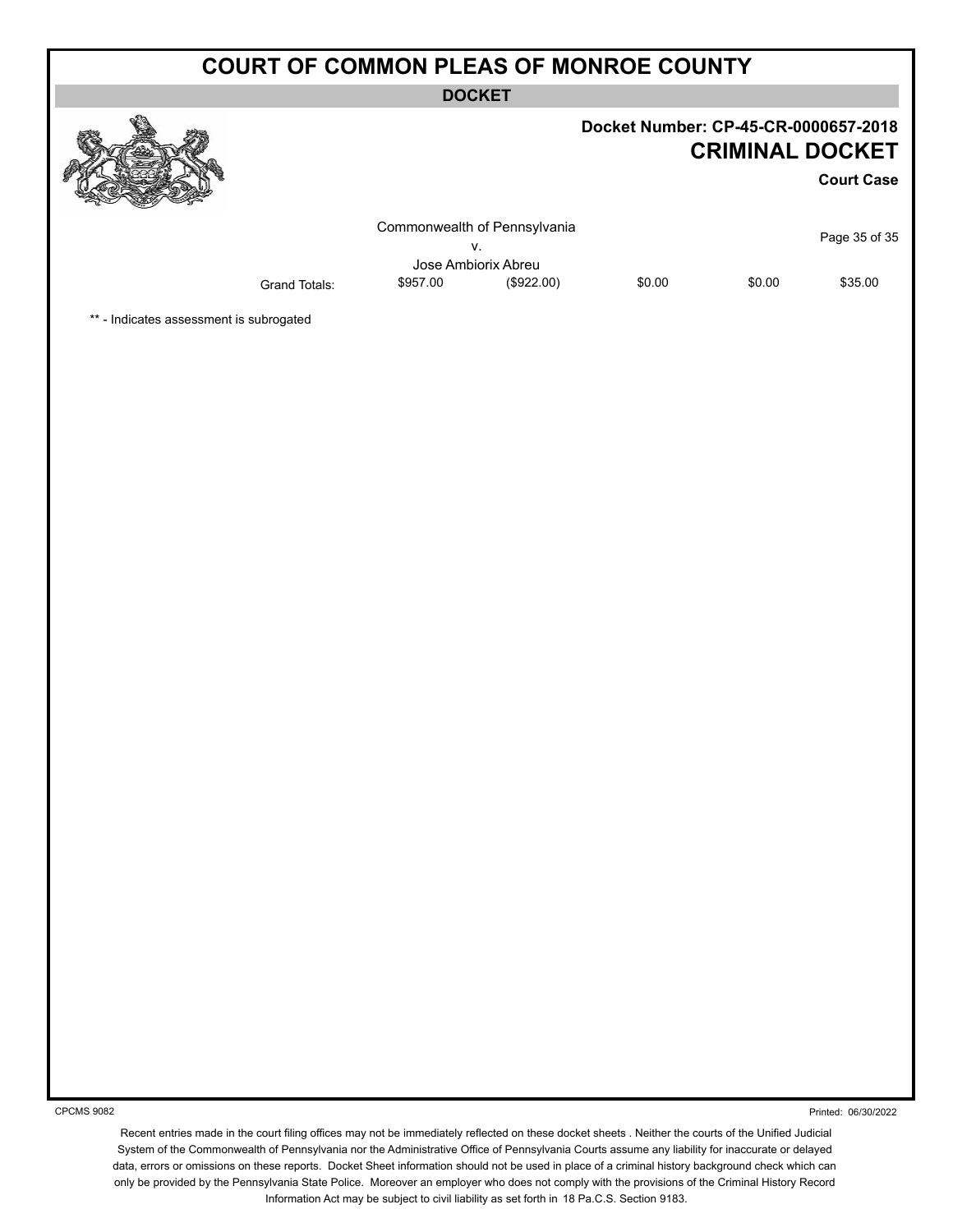# COURT OF COMMON PLEAS OF MONROE COUNTY

**DOCKET**

**Docket Number: CP-45-CR-0000657-2018**

## CRITICAL DOCKET

**Court Case**

Commonwealth of Pennsylvania
v.
Jose Ambiorix Abreu

| | | | | | |
|---|---|---|---|---|---|
| Grand Totals: | $957.00 | ($922.00) | $0.00 | $0.00 | $35.00 |

** - Indicates assessment is subrogated

CPCMS 9082

Printed: 06/30/2022

Recent entries made in the court filing offices may not be immediately reflected on these docket sheets . Neither the courts of the Unified Judicial System of the Commonwealth of Pennsylvania nor the Administrative Office of Pennsylvania Courts assume any liability for inaccurate or delayed data, errors or omissions on these reports. Docket Sheet information should not be used in place of a criminal history background check which can only be provided by the Pennsylvania State Police. Moreover an employer who does not comply with the provisions of the Criminal History Record Information Act may be subject to civil liability as set forth in 18 Pa.C.S. Section 9183.